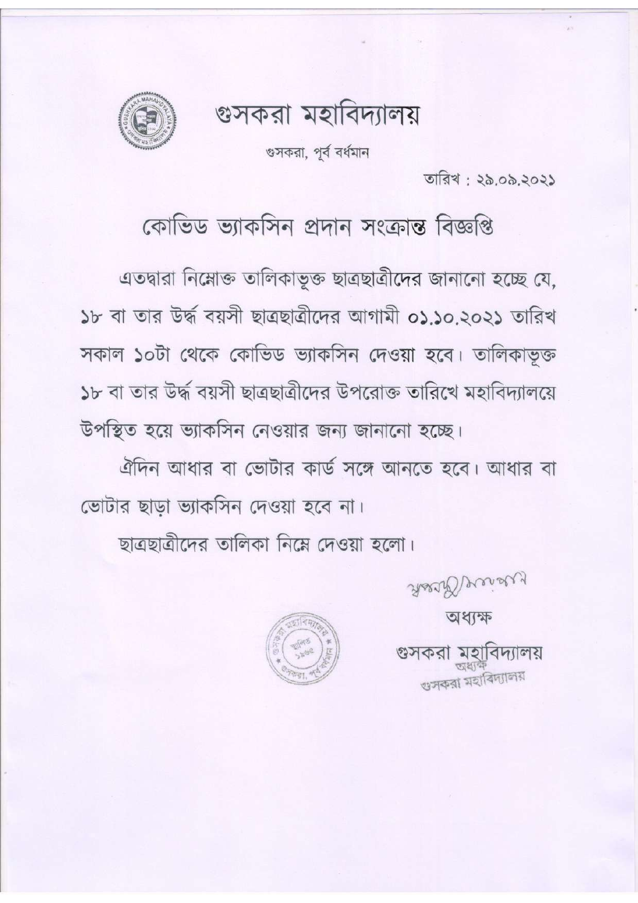# গুসকরা মহাবিদ্যালয়

গুসকরা, পূর্ব বর্ধমান

তারিখ : ২৯.০৯.২০২১

## কোভিড ভ্যাকসিন প্রদান সংক্রান্ত বিজ্ঞপ্তি

এতদ্বারা নিম্নোক্ত তালিকাভূক্ত ছাত্রছাত্রীদের জানানো হচ্ছে যে, ১৮ বা তার উর্দ্ধ বয়সী ছাত্রছাত্রীদের আগামী ০১.১০.২০২১ তারিখ সকাল ১০টা থেকে কোভিড ভ্যাকসিন দেওয়া হবে। তালিকাভূক্ত ১৮ বা তার উর্দ্ধ বয়সী ছাত্রছাত্রীদের উপরোক্ত তারিখে মহাবিদ্যালয়ে উপস্থিত হয়ে ভ্যাকসিন নেওয়ার জন্য জানানো হচ্ছে।

ঐদিন আধার বা ভোটার কার্ড সঙ্গে আনতে হবে। আধার বা ভোটার ছাড়া ভ্যাকসিন দেওয়া হবে না।

ছাত্রছাত্রীদের তালিকা নিম্নে দেওয়া হলো।

অধ্যক্ষ

গুসকরা মহাবিদ্যালয়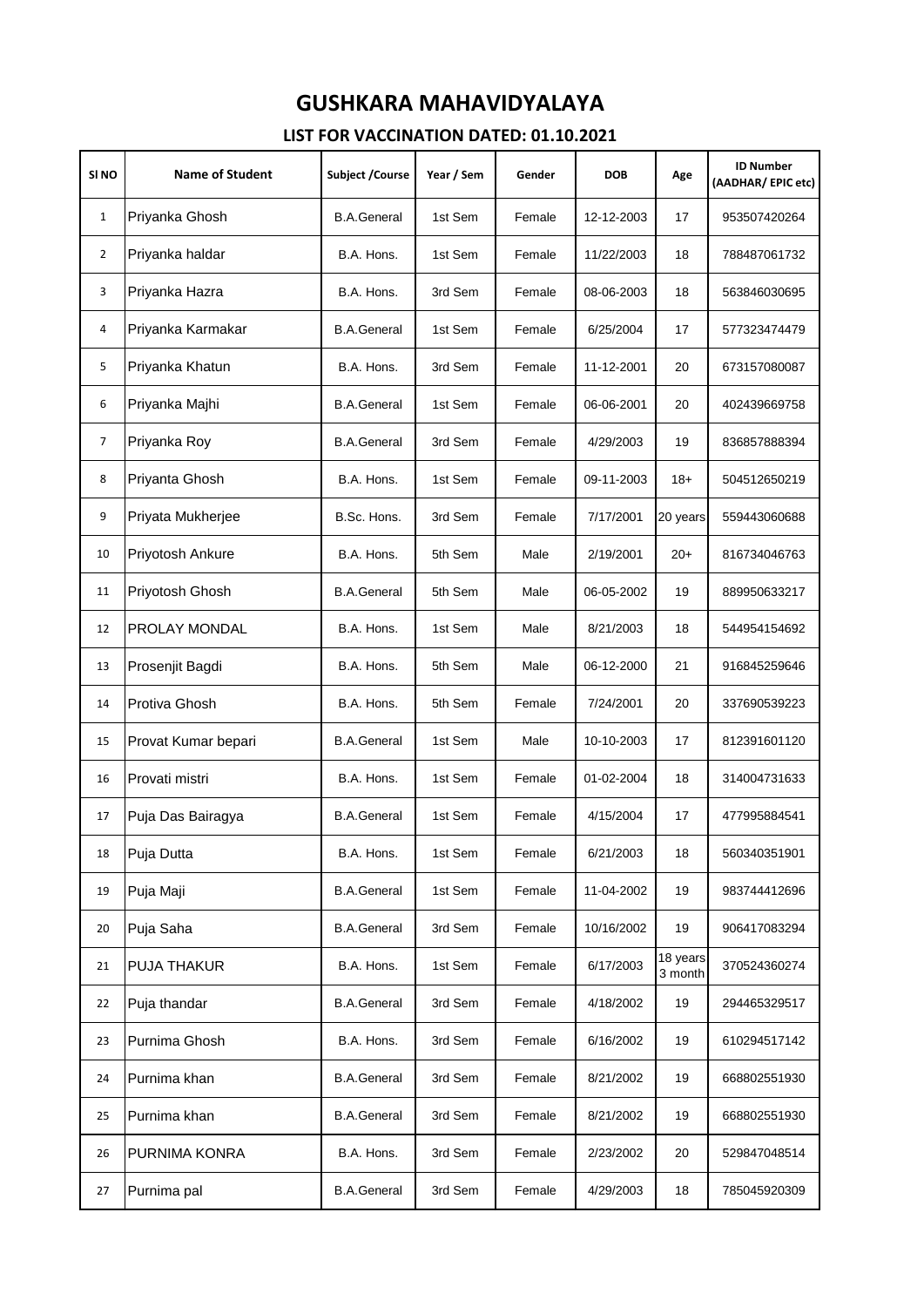# GUSHKARA MAHAVIDYALAYA

## LIST FOR VACCINATION DATED: 01.10.2021

| Sl NO | Name of Student | Subject /Course | Year / Sem | Gender | DOB | Age | ID Number (AADHAR/ EPIC etc) |
|---|---|---|---|---|---|---|---|
| 1 | Priyanka Ghosh | B.A.General | 1st Sem | Female | 12-12-2003 | 17 | 953507420264 |
| 2 | Priyanka haldar | B.A. Hons. | 1st Sem | Female | 11/22/2003 | 18 | 788487061732 |
| 3 | Priyanka Hazra | B.A. Hons. | 3rd Sem | Female | 08-06-2003 | 18 | 563846030695 |
| 4 | Priyanka Karmakar | B.A.General | 1st Sem | Female | 6/25/2004 | 17 | 577323474479 |
| 5 | Priyanka Khatun | B.A. Hons. | 3rd Sem | Female | 11-12-2001 | 20 | 673157080087 |
| 6 | Priyanka Majhi | B.A.General | 1st Sem | Female | 06-06-2001 | 20 | 402439669758 |
| 7 | Priyanka Roy | B.A.General | 3rd Sem | Female | 4/29/2003 | 19 | 836857888394 |
| 8 | Priyanta Ghosh | B.A. Hons. | 1st Sem | Female | 09-11-2003 | 18+ | 504512650219 |
| 9 | Priyata Mukherjee | B.Sc. Hons. | 3rd Sem | Female | 7/17/2001 | 20 years | 559443060688 |
| 10 | Priyotosh Ankure | B.A. Hons. | 5th Sem | Male | 2/19/2001 | 20+ | 816734046763 |
| 11 | Priyotosh Ghosh | B.A.General | 5th Sem | Male | 06-05-2002 | 19 | 889950633217 |
| 12 | PROLAY MONDAL | B.A. Hons. | 1st Sem | Male | 8/21/2003 | 18 | 544954154692 |
| 13 | Prosenjit Bagdi | B.A. Hons. | 5th Sem | Male | 06-12-2000 | 21 | 916845259646 |
| 14 | Protiva Ghosh | B.A. Hons. | 5th Sem | Female | 7/24/2001 | 20 | 337690539223 |
| 15 | Provat Kumar bepari | B.A.General | 1st Sem | Male | 10-10-2003 | 17 | 812391601120 |
| 16 | Provati mistri | B.A. Hons. | 1st Sem | Female | 01-02-2004 | 18 | 314004731633 |
| 17 | Puja Das Bairagya | B.A.General | 1st Sem | Female | 4/15/2004 | 17 | 477995884541 |
| 18 | Puja Dutta | B.A. Hons. | 1st Sem | Female | 6/21/2003 | 18 | 560340351901 |
| 19 | Puja Maji | B.A.General | 1st Sem | Female | 11-04-2002 | 19 | 983744412696 |
| 20 | Puja Saha | B.A.General | 3rd Sem | Female | 10/16/2002 | 19 | 906417083294 |
| 21 | PUJA THAKUR | B.A. Hons. | 1st Sem | Female | 6/17/2003 | 18 years 3 month | 370524360274 |
| 22 | Puja thandar | B.A.General | 3rd Sem | Female | 4/18/2002 | 19 | 294465329517 |
| 23 | Purnima Ghosh | B.A. Hons. | 3rd Sem | Female | 6/16/2002 | 19 | 610294517142 |
| 24 | Purnima khan | B.A.General | 3rd Sem | Female | 8/21/2002 | 19 | 668802551930 |
| 25 | Purnima khan | B.A.General | 3rd Sem | Female | 8/21/2002 | 19 | 668802551930 |
| 26 | PURNIMA KONRA | B.A. Hons. | 3rd Sem | Female | 2/23/2002 | 20 | 529847048514 |
| 27 | Purnima pal | B.A.General | 3rd Sem | Female | 4/29/2003 | 18 | 785045920309 |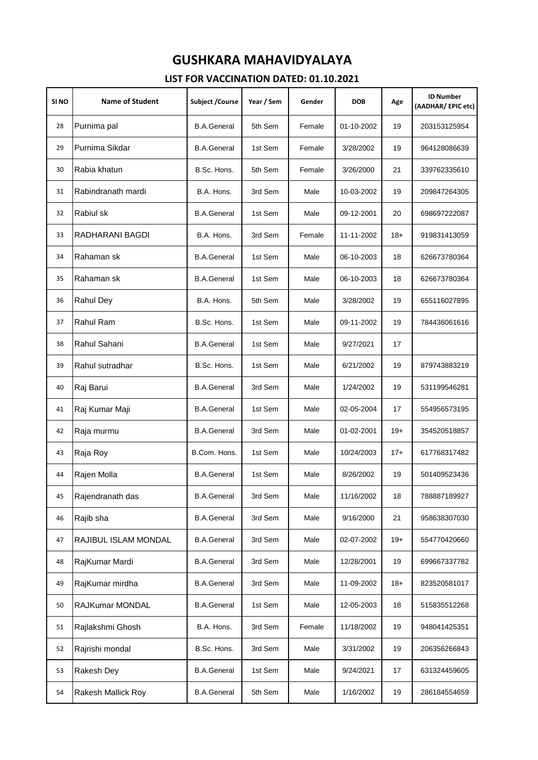# GUSHKARA MAHAVIDYALAYA

## LIST FOR VACCINATION DATED: 01.10.2021

| Sl NO | Name of Student | Subject /Course | Year / Sem | Gender | DOB | Age | ID Number (AADHAR/ EPIC etc) |
|---|---|---|---|---|---|---|---|
| 28 | Purnima pal | B.A.General | 5th Sem | Female | 01-10-2002 | 19 | 203153125954 |
| 29 | Purnima Sikdar | B.A.General | 1st Sem | Female | 3/28/2002 | 19 | 964128086639 |
| 30 | Rabia khatun | B.Sc. Hons. | 5th Sem | Female | 3/26/2000 | 21 | 339762335610 |
| 31 | Rabindranath mardi | B.A. Hons. | 3rd Sem | Male | 10-03-2002 | 19 | 209847264305 |
| 32 | Rabiul sk | B.A.General | 1st Sem | Male | 09-12-2001 | 20 | 698697222087 |
| 33 | RADHARANI BAGDI | B.A. Hons. | 3rd Sem | Female | 11-11-2002 | 18+ | 919831413059 |
| 34 | Rahaman sk | B.A.General | 1st Sem | Male | 06-10-2003 | 18 | 626673780364 |
| 35 | Rahaman sk | B.A.General | 1st Sem | Male | 06-10-2003 | 18 | 626673780364 |
| 36 | Rahul Dey | B.A. Hons. | 5th Sem | Male | 3/28/2002 | 19 | 655116027895 |
| 37 | Rahul Ram | B.Sc. Hons. | 1st Sem | Male | 09-11-2002 | 19 | 784436061616 |
| 38 | Rahul Sahani | B.A.General | 1st Sem | Male | 9/27/2021 | 17 | |
| 39 | Rahul sutradhar | B.Sc. Hons. | 1st Sem | Male | 6/21/2002 | 19 | 879743883219 |
| 40 | Raj Barui | B.A.General | 3rd Sem | Male | 1/24/2002 | 19 | 531199546281 |
| 41 | Raj Kumar Maji | B.A.General | 1st Sem | Male | 02-05-2004 | 17 | 554956573195 |
| 42 | Raja murmu | B.A.General | 3rd Sem | Male | 01-02-2001 | 19+ | 354520518857 |
| 43 | Raja Roy | B.Com. Hons. | 1st Sem | Male | 10/24/2003 | 17+ | 617768317482 |
| 44 | Rajen Molla | B.A.General | 1st Sem | Male | 8/26/2002 | 19 | 501409523436 |
| 45 | Rajendranath das | B.A.General | 3rd Sem | Male | 11/16/2002 | 18 | 788887189927 |
| 46 | Rajib sha | B.A.General | 3rd Sem | Male | 9/16/2000 | 21 | 958638307030 |
| 47 | RAJIBUL ISLAM MONDAL | B.A.General | 3rd Sem | Male | 02-07-2002 | 19+ | 554770420660 |
| 48 | RajKumar Mardi | B.A.General | 3rd Sem | Male | 12/28/2001 | 19 | 699667337782 |
| 49 | RajKumar mirdha | B.A.General | 3rd Sem | Male | 11-09-2002 | 18+ | 823520581017 |
| 50 | RAJKumar MONDAL | B.A.General | 1st Sem | Male | 12-05-2003 | 18 | 515835512268 |
| 51 | Rajlakshmi Ghosh | B.A. Hons. | 3rd Sem | Female | 11/18/2002 | 19 | 948041425351 |
| 52 | Rajrishi mondal | B.Sc. Hons. | 3rd Sem | Male | 3/31/2002 | 19 | 206356266843 |
| 53 | Rakesh Dey | B.A.General | 1st Sem | Male | 9/24/2021 | 17 | 631324459605 |
| 54 | Rakesh Mallick Roy | B.A.General | 5th Sem | Male | 1/16/2002 | 19 | 286184554659 |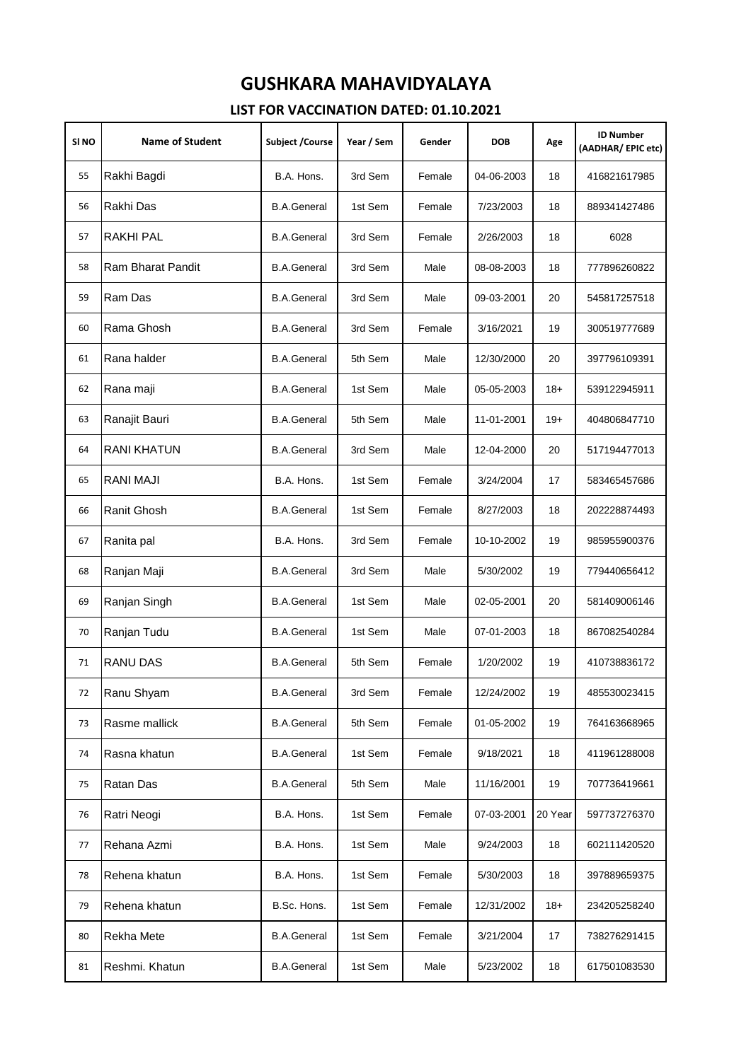# GUSHKARA MAHAVIDYALAYA

## LIST FOR VACCINATION DATED: 01.10.2021

| Sl NO | Name of Student | Subject /Course | Year / Sem | Gender | DOB | Age | ID Number (AADHAR/ EPIC etc) |
|---|---|---|---|---|---|---|---|
| 55 | Rakhi Bagdi | B.A. Hons. | 3rd Sem | Female | 04-06-2003 | 18 | 416821617985 |
| 56 | Rakhi Das | B.A.General | 1st Sem | Female | 7/23/2003 | 18 | 889341427486 |
| 57 | RAKHI PAL | B.A.General | 3rd Sem | Female | 2/26/2003 | 18 | 6028 |
| 58 | Ram Bharat Pandit | B.A.General | 3rd Sem | Male | 08-08-2003 | 18 | 777896260822 |
| 59 | Ram Das | B.A.General | 3rd Sem | Male | 09-03-2001 | 20 | 545817257518 |
| 60 | Rama Ghosh | B.A.General | 3rd Sem | Female | 3/16/2021 | 19 | 300519777689 |
| 61 | Rana halder | B.A.General | 5th Sem | Male | 12/30/2000 | 20 | 397796109391 |
| 62 | Rana maji | B.A.General | 1st Sem | Male | 05-05-2003 | 18+ | 539122945911 |
| 63 | Ranajit Bauri | B.A.General | 5th Sem | Male | 11-01-2001 | 19+ | 404806847710 |
| 64 | RANI KHATUN | B.A.General | 3rd Sem | Male | 12-04-2000 | 20 | 517194477013 |
| 65 | RANI MAJI | B.A. Hons. | 1st Sem | Female | 3/24/2004 | 17 | 583465457686 |
| 66 | Ranit Ghosh | B.A.General | 1st Sem | Female | 8/27/2003 | 18 | 202228874493 |
| 67 | Ranita pal | B.A. Hons. | 3rd Sem | Female | 10-10-2002 | 19 | 985955900376 |
| 68 | Ranjan Maji | B.A.General | 3rd Sem | Male | 5/30/2002 | 19 | 779440656412 |
| 69 | Ranjan Singh | B.A.General | 1st Sem | Male | 02-05-2001 | 20 | 581409006146 |
| 70 | Ranjan Tudu | B.A.General | 1st Sem | Male | 07-01-2003 | 18 | 867082540284 |
| 71 | RANU DAS | B.A.General | 5th Sem | Female | 1/20/2002 | 19 | 410738836172 |
| 72 | Ranu Shyam | B.A.General | 3rd Sem | Female | 12/24/2002 | 19 | 485530023415 |
| 73 | Rasme mallick | B.A.General | 5th Sem | Female | 01-05-2002 | 19 | 764163668965 |
| 74 | Rasna khatun | B.A.General | 1st Sem | Female | 9/18/2021 | 18 | 411961288008 |
| 75 | Ratan Das | B.A.General | 5th Sem | Male | 11/16/2001 | 19 | 707736419661 |
| 76 | Ratri Neogi | B.A. Hons. | 1st Sem | Female | 07-03-2001 | 20 Year | 597737276370 |
| 77 | Rehana Azmi | B.A. Hons. | 1st Sem | Male | 9/24/2003 | 18 | 602111420520 |
| 78 | Rehena khatun | B.A. Hons. | 1st Sem | Female | 5/30/2003 | 18 | 397889659375 |
| 79 | Rehena khatun | B.Sc. Hons. | 1st Sem | Female | 12/31/2002 | 18+ | 234205258240 |
| 80 | Rekha Mete | B.A.General | 1st Sem | Female | 3/21/2004 | 17 | 738276291415 |
| 81 | Reshmi. Khatun | B.A.General | 1st Sem | Male | 5/23/2002 | 18 | 617501083530 |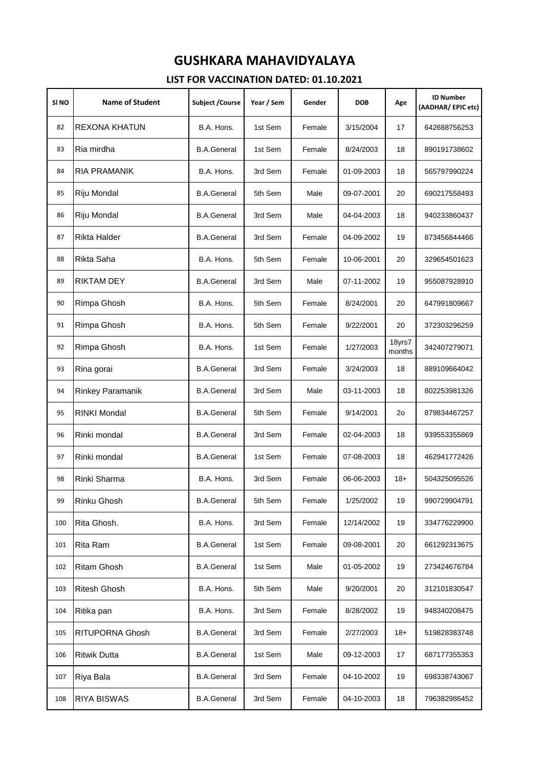# GUSHKARA MAHAVIDYALAYA

## LIST FOR VACCINATION DATED: 01.10.2021

| Sl NO | Name of Student | Subject /Course | Year / Sem | Gender | DOB | Age | ID Number (AADHAR/ EPIC etc) |
|---|---|---|---|---|---|---|---|
| 82 | REXONA KHATUN | B.A. Hons. | 1st Sem | Female | 3/15/2004 | 17 | 642688756253 |
| 83 | Ria mirdha | B.A.General | 1st Sem | Female | 8/24/2003 | 18 | 890191738602 |
| 84 | RIA PRAMANIK | B.A. Hons. | 3rd Sem | Female | 01-09-2003 | 18 | 565797990224 |
| 85 | Riju Mondal | B.A.General | 5th Sem | Male | 09-07-2001 | 20 | 690217558493 |
| 86 | Riju Mondal | B.A.General | 3rd Sem | Male | 04-04-2003 | 18 | 940233860437 |
| 87 | Rikta Halder | B.A.General | 3rd Sem | Female | 04-09-2002 | 19 | 873456844466 |
| 88 | Rikta Saha | B.A. Hons. | 5th Sem | Female | 10-06-2001 | 20 | 329654501623 |
| 89 | RIKTAM DEY | B.A.General | 3rd Sem | Male | 07-11-2002 | 19 | 955087928910 |
| 90 | Rimpa Ghosh | B.A. Hons. | 5th Sem | Female | 8/24/2001 | 20 | 647991809667 |
| 91 | Rimpa Ghosh | B.A. Hons. | 5th Sem | Female | 9/22/2001 | 20 | 372303296259 |
| 92 | Rimpa Ghosh | B.A. Hons. | 1st Sem | Female | 1/27/2003 | 18yrs7 months | 342407279071 |
| 93 | Rina gorai | B.A.General | 3rd Sem | Female | 3/24/2003 | 18 | 889109664042 |
| 94 | Rinkey Paramanik | B.A.General | 3rd Sem | Male | 03-11-2003 | 18 | 802253981326 |
| 95 | RINKI Mondal | B.A.General | 5th Sem | Female | 9/14/2001 | 2o | 879834467257 |
| 96 | Rinki mondal | B.A.General | 3rd Sem | Female | 02-04-2003 | 18 | 939553355869 |
| 97 | Rinki mondal | B.A.General | 1st Sem | Female | 07-08-2003 | 18 | 462941772426 |
| 98 | Rinki Sharma | B.A. Hons. | 3rd Sem | Female | 06-06-2003 | 18+ | 504325095526 |
| 99 | Rinku Ghosh | B.A.General | 5th Sem | Female | 1/25/2002 | 19 | 990729904791 |
| 100 | Rita Ghosh. | B.A. Hons. | 3rd Sem | Female | 12/14/2002 | 19 | 334776229900 |
| 101 | Rita Ram | B.A.General | 1st Sem | Female | 09-08-2001 | 20 | 661292313675 |
| 102 | Ritam Ghosh | B.A.General | 1st Sem | Male | 01-05-2002 | 19 | 273424676784 |
| 103 | Ritesh Ghosh | B.A. Hons. | 5th Sem | Male | 9/20/2001 | 20 | 312101830547 |
| 104 | Ritika pan | B.A. Hons. | 3rd Sem | Female | 8/28/2002 | 19 | 948340208475 |
| 105 | RITUPORNA Ghosh | B.A.General | 3rd Sem | Female | 2/27/2003 | 18+ | 519828383748 |
| 106 | Ritwik Dutta | B.A.General | 1st Sem | Male | 09-12-2003 | 17 | 687177355353 |
| 107 | Riya Bala | B.A.General | 3rd Sem | Female | 04-10-2002 | 19 | 698338743067 |
| 108 | RIYA BISWAS | B.A.General | 3rd Sem | Female | 04-10-2003 | 18 | 796382986452 |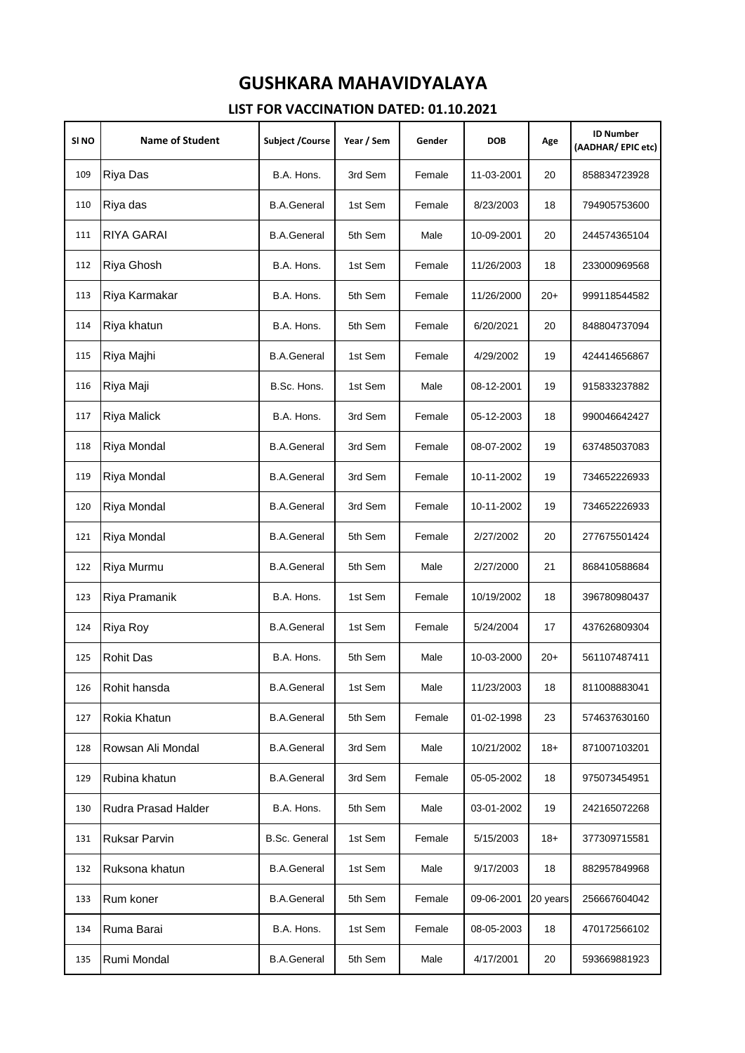# GUSHKARA MAHAVIDYALAYA

## LIST FOR VACCINATION DATED: 01.10.2021

| Sl NO | Name of Student | Subject /Course | Year / Sem | Gender | DOB | Age | ID Number (AADHAR/ EPIC etc) |
|---|---|---|---|---|---|---|---|
| 109 | Riya Das | B.A. Hons. | 3rd Sem | Female | 11-03-2001 | 20 | 858834723928 |
| 110 | Riya das | B.A.General | 1st Sem | Female | 8/23/2003 | 18 | 794905753600 |
| 111 | RIYA GARAI | B.A.General | 5th Sem | Male | 10-09-2001 | 20 | 244574365104 |
| 112 | Riya Ghosh | B.A. Hons. | 1st Sem | Female | 11/26/2003 | 18 | 233000969568 |
| 113 | Riya Karmakar | B.A. Hons. | 5th Sem | Female | 11/26/2000 | 20+ | 999118544582 |
| 114 | Riya khatun | B.A. Hons. | 5th Sem | Female | 6/20/2021 | 20 | 848804737094 |
| 115 | Riya Majhi | B.A.General | 1st Sem | Female | 4/29/2002 | 19 | 424414656867 |
| 116 | Riya Maji | B.Sc. Hons. | 1st Sem | Male | 08-12-2001 | 19 | 915833237882 |
| 117 | Riya Malick | B.A. Hons. | 3rd Sem | Female | 05-12-2003 | 18 | 990046642427 |
| 118 | Riya Mondal | B.A.General | 3rd Sem | Female | 08-07-2002 | 19 | 637485037083 |
| 119 | Riya Mondal | B.A.General | 3rd Sem | Female | 10-11-2002 | 19 | 734652226933 |
| 120 | Riya Mondal | B.A.General | 3rd Sem | Female | 10-11-2002 | 19 | 734652226933 |
| 121 | Riya Mondal | B.A.General | 5th Sem | Female | 2/27/2002 | 20 | 277675501424 |
| 122 | Riya Murmu | B.A.General | 5th Sem | Male | 2/27/2000 | 21 | 868410588684 |
| 123 | Riya Pramanik | B.A. Hons. | 1st Sem | Female | 10/19/2002 | 18 | 396780980437 |
| 124 | Riya Roy | B.A.General | 1st Sem | Female | 5/24/2004 | 17 | 437626809304 |
| 125 | Rohit Das | B.A. Hons. | 5th Sem | Male | 10-03-2000 | 20+ | 561107487411 |
| 126 | Rohit hansda | B.A.General | 1st Sem | Male | 11/23/2003 | 18 | 811008883041 |
| 127 | Rokia Khatun | B.A.General | 5th Sem | Female | 01-02-1998 | 23 | 574637630160 |
| 128 | Rowsan Ali Mondal | B.A.General | 3rd Sem | Male | 10/21/2002 | 18+ | 871007103201 |
| 129 | Rubina khatun | B.A.General | 3rd Sem | Female | 05-05-2002 | 18 | 975073454951 |
| 130 | Rudra Prasad Halder | B.A. Hons. | 5th Sem | Male | 03-01-2002 | 19 | 242165072268 |
| 131 | Ruksar Parvin | B.Sc. General | 1st Sem | Female | 5/15/2003 | 18+ | 377309715581 |
| 132 | Ruksona khatun | B.A.General | 1st Sem | Male | 9/17/2003 | 18 | 882957849968 |
| 133 | Rum koner | B.A.General | 5th Sem | Female | 09-06-2001 | 20 years | 256667604042 |
| 134 | Ruma Barai | B.A. Hons. | 1st Sem | Female | 08-05-2003 | 18 | 470172566102 |
| 135 | Rumi Mondal | B.A.General | 5th Sem | Male | 4/17/2001 | 20 | 593669881923 |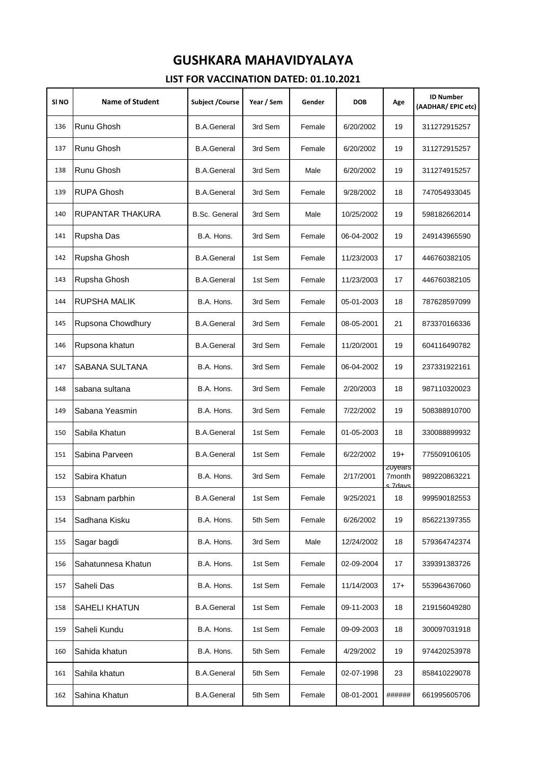# GUSHKARA MAHAVIDYALAYA

## LIST FOR VACCINATION DATED: 01.10.2021

| Sl NO | Name of Student | Subject /Course | Year / Sem | Gender | DOB | Age | ID Number (AADHAR/ EPIC etc) |
|---|---|---|---|---|---|---|---|
| 136 | Runu Ghosh | B.A.General | 3rd Sem | Female | 6/20/2002 | 19 | 311272915257 |
| 137 | Runu Ghosh | B.A.General | 3rd Sem | Female | 6/20/2002 | 19 | 311272915257 |
| 138 | Runu Ghosh | B.A.General | 3rd Sem | Male | 6/20/2002 | 19 | 311274915257 |
| 139 | RUPA Ghosh | B.A.General | 3rd Sem | Female | 9/28/2002 | 18 | 747054933045 |
| 140 | RUPANTAR THAKURA | B.Sc. General | 3rd Sem | Male | 10/25/2002 | 19 | 598182662014 |
| 141 | Rupsha Das | B.A. Hons. | 3rd Sem | Female | 06-04-2002 | 19 | 249143965590 |
| 142 | Rupsha Ghosh | B.A.General | 1st Sem | Female | 11/23/2003 | 17 | 446760382105 |
| 143 | Rupsha Ghosh | B.A.General | 1st Sem | Female | 11/23/2003 | 17 | 446760382105 |
| 144 | RUPSHA MALIK | B.A. Hons. | 3rd Sem | Female | 05-01-2003 | 18 | 787628597099 |
| 145 | Rupsona Chowdhury | B.A.General | 3rd Sem | Female | 08-05-2001 | 21 | 873370166336 |
| 146 | Rupsona khatun | B.A.General | 3rd Sem | Female | 11/20/2001 | 19 | 604116490782 |
| 147 | SABANA SULTANA | B.A. Hons. | 3rd Sem | Female | 06-04-2002 | 19 | 237331922161 |
| 148 | sabana sultana | B.A. Hons. | 3rd Sem | Female | 2/20/2003 | 18 | 987110320023 |
| 149 | Sabana Yeasmin | B.A. Hons. | 3rd Sem | Female | 7/22/2002 | 19 | 508388910700 |
| 150 | Sabila Khatun | B.A.General | 1st Sem | Female | 01-05-2003 | 18 | 330088899932 |
| 151 | Sabina Parveen | B.A.General | 1st Sem | Female | 6/22/2002 | 19+ | 775509106105 |
| 152 | Sabira Khatun | B.A. Hons. | 3rd Sem | Female | 2/17/2001 | 20years 7month s 7days | 989220863221 |
| 153 | Sabnam parbhin | B.A.General | 1st Sem | Female | 9/25/2021 | 18 | 999590182553 |
| 154 | Sadhana Kisku | B.A. Hons. | 5th Sem | Female | 6/26/2002 | 19 | 856221397355 |
| 155 | Sagar bagdi | B.A. Hons. | 3rd Sem | Male | 12/24/2002 | 18 | 579364742374 |
| 156 | Sahatunnesa Khatun | B.A. Hons. | 1st Sem | Female | 02-09-2004 | 17 | 339391383726 |
| 157 | Saheli Das | B.A. Hons. | 1st Sem | Female | 11/14/2003 | 17+ | 553964367060 |
| 158 | SAHELI KHATUN | B.A.General | 1st Sem | Female | 09-11-2003 | 18 | 219156049280 |
| 159 | Saheli Kundu | B.A. Hons. | 1st Sem | Female | 09-09-2003 | 18 | 300097031918 |
| 160 | Sahida khatun | B.A. Hons. | 5th Sem | Female | 4/29/2002 | 19 | 974420253978 |
| 161 | Sahila khatun | B.A.General | 5th Sem | Female | 02-07-1998 | 23 | 858410229078 |
| 162 | Sahina Khatun | B.A.General | 5th Sem | Female | 08-01-2001 | ###### | 661995605706 |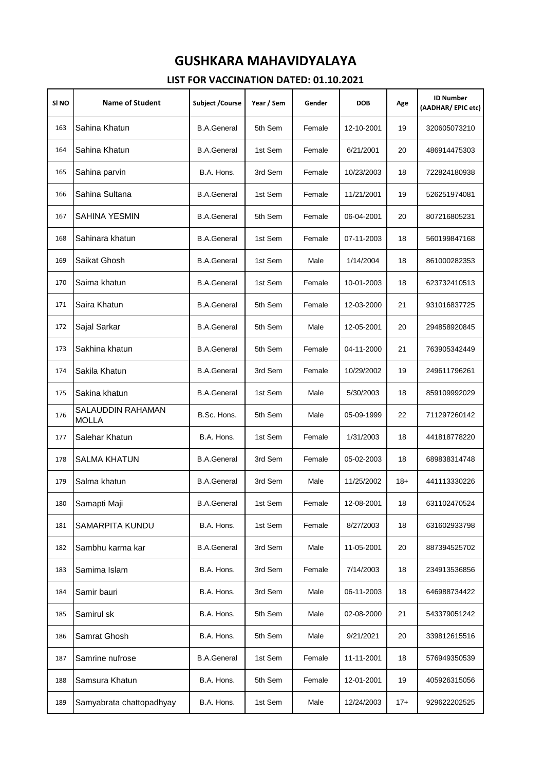# GUSHKARA MAHAVIDYALAYA

## LIST FOR VACCINATION DATED: 01.10.2021

| Sl NO | Name of Student | Subject /Course | Year / Sem | Gender | DOB | Age | ID Number (AADHAR/ EPIC etc) |
|---|---|---|---|---|---|---|---|
| 163 | Sahina Khatun | B.A.General | 5th Sem | Female | 12-10-2001 | 19 | 320605073210 |
| 164 | Sahina Khatun | B.A.General | 1st Sem | Female | 6/21/2001 | 20 | 486914475303 |
| 165 | Sahina parvin | B.A. Hons. | 3rd Sem | Female | 10/23/2003 | 18 | 722824180938 |
| 166 | Sahina Sultana | B.A.General | 1st Sem | Female | 11/21/2001 | 19 | 526251974081 |
| 167 | SAHINA YESMIN | B.A.General | 5th Sem | Female | 06-04-2001 | 20 | 807216805231 |
| 168 | Sahinara khatun | B.A.General | 1st Sem | Female | 07-11-2003 | 18 | 560199847168 |
| 169 | Saikat Ghosh | B.A.General | 1st Sem | Male | 1/14/2004 | 18 | 861000282353 |
| 170 | Saima khatun | B.A.General | 1st Sem | Female | 10-01-2003 | 18 | 623732410513 |
| 171 | Saira Khatun | B.A.General | 5th Sem | Female | 12-03-2000 | 21 | 931016837725 |
| 172 | Sajal Sarkar | B.A.General | 5th Sem | Male | 12-05-2001 | 20 | 294858920845 |
| 173 | Sakhina khatun | B.A.General | 5th Sem | Female | 04-11-2000 | 21 | 763905342449 |
| 174 | Sakila Khatun | B.A.General | 3rd Sem | Female | 10/29/2002 | 19 | 249611796261 |
| 175 | Sakina khatun | B.A.General | 1st Sem | Male | 5/30/2003 | 18 | 859109992029 |
| 176 | SALAUDDIN RAHAMAN MOLLA | B.Sc. Hons. | 5th Sem | Male | 05-09-1999 | 22 | 711297260142 |
| 177 | Salehar Khatun | B.A. Hons. | 1st Sem | Female | 1/31/2003 | 18 | 441818778220 |
| 178 | SALMA KHATUN | B.A.General | 3rd Sem | Female | 05-02-2003 | 18 | 689838314748 |
| 179 | Salma khatun | B.A.General | 3rd Sem | Male | 11/25/2002 | 18+ | 441113330226 |
| 180 | Samapti Maji | B.A.General | 1st Sem | Female | 12-08-2001 | 18 | 631102470524 |
| 181 | SAMARPITA KUNDU | B.A. Hons. | 1st Sem | Female | 8/27/2003 | 18 | 631602933798 |
| 182 | Sambhu karma kar | B.A.General | 3rd Sem | Male | 11-05-2001 | 20 | 887394525702 |
| 183 | Samima Islam | B.A. Hons. | 3rd Sem | Female | 7/14/2003 | 18 | 234913536856 |
| 184 | Samir bauri | B.A. Hons. | 3rd Sem | Male | 06-11-2003 | 18 | 646988734422 |
| 185 | Samirul sk | B.A. Hons. | 5th Sem | Male | 02-08-2000 | 21 | 543379051242 |
| 186 | Samrat Ghosh | B.A. Hons. | 5th Sem | Male | 9/21/2021 | 20 | 339812615516 |
| 187 | Samrine nufrose | B.A.General | 1st Sem | Female | 11-11-2001 | 18 | 576949350539 |
| 188 | Samsura Khatun | B.A. Hons. | 5th Sem | Female | 12-01-2001 | 19 | 405926315056 |
| 189 | Samyabrata chattopadhyay | B.A. Hons. | 1st Sem | Male | 12/24/2003 | 17+ | 929622202525 |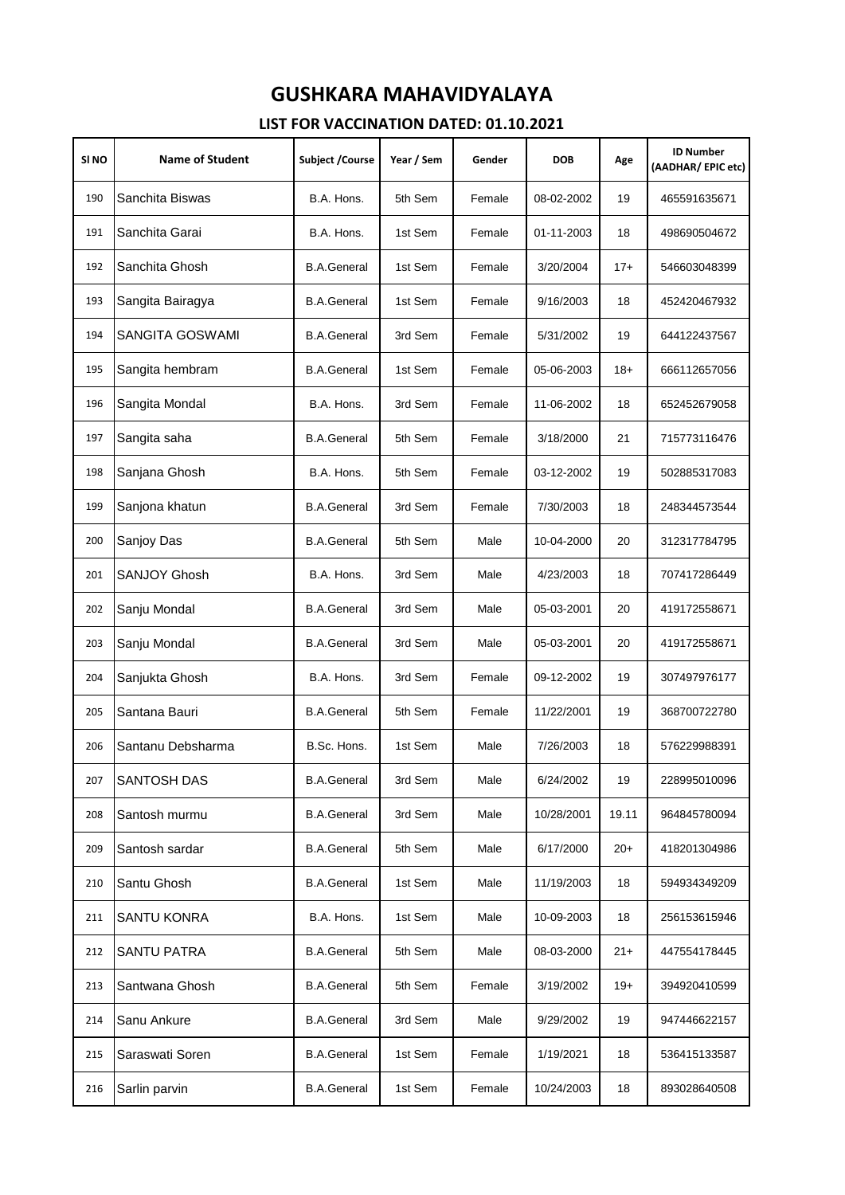# GUSHKARA MAHAVIDYALAYA

## LIST FOR VACCINATION DATED: 01.10.2021

| Sl NO | Name of Student | Subject /Course | Year / Sem | Gender | DOB | Age | ID Number (AADHAR/ EPIC etc) |
|---|---|---|---|---|---|---|---|
| 190 | Sanchita Biswas | B.A. Hons. | 5th Sem | Female | 08-02-2002 | 19 | 465591635671 |
| 191 | Sanchita Garai | B.A. Hons. | 1st Sem | Female | 01-11-2003 | 18 | 498690504672 |
| 192 | Sanchita Ghosh | B.A.General | 1st Sem | Female | 3/20/2004 | 17+ | 546603048399 |
| 193 | Sangita Bairagya | B.A.General | 1st Sem | Female | 9/16/2003 | 18 | 452420467932 |
| 194 | SANGITA GOSWAMI | B.A.General | 3rd Sem | Female | 5/31/2002 | 19 | 644122437567 |
| 195 | Sangita hembram | B.A.General | 1st Sem | Female | 05-06-2003 | 18+ | 666112657056 |
| 196 | Sangita Mondal | B.A. Hons. | 3rd Sem | Female | 11-06-2002 | 18 | 652452679058 |
| 197 | Sangita saha | B.A.General | 5th Sem | Female | 3/18/2000 | 21 | 715773116476 |
| 198 | Sanjana Ghosh | B.A. Hons. | 5th Sem | Female | 03-12-2002 | 19 | 502885317083 |
| 199 | Sanjona khatun | B.A.General | 3rd Sem | Female | 7/30/2003 | 18 | 248344573544 |
| 200 | Sanjoy Das | B.A.General | 5th Sem | Male | 10-04-2000 | 20 | 312317784795 |
| 201 | SANJOY Ghosh | B.A. Hons. | 3rd Sem | Male | 4/23/2003 | 18 | 707417286449 |
| 202 | Sanju Mondal | B.A.General | 3rd Sem | Male | 05-03-2001 | 20 | 419172558671 |
| 203 | Sanju Mondal | B.A.General | 3rd Sem | Male | 05-03-2001 | 20 | 419172558671 |
| 204 | Sanjukta Ghosh | B.A. Hons. | 3rd Sem | Female | 09-12-2002 | 19 | 307497976177 |
| 205 | Santana Bauri | B.A.General | 5th Sem | Female | 11/22/2001 | 19 | 368700722780 |
| 206 | Santanu Debsharma | B.Sc. Hons. | 1st Sem | Male | 7/26/2003 | 18 | 576229988391 |
| 207 | SANTOSH DAS | B.A.General | 3rd Sem | Male | 6/24/2002 | 19 | 228995010096 |
| 208 | Santosh murmu | B.A.General | 3rd Sem | Male | 10/28/2001 | 19.11 | 964845780094 |
| 209 | Santosh sardar | B.A.General | 5th Sem | Male | 6/17/2000 | 20+ | 418201304986 |
| 210 | Santu Ghosh | B.A.General | 1st Sem | Male | 11/19/2003 | 18 | 594934349209 |
| 211 | SANTU KONRA | B.A. Hons. | 1st Sem | Male | 10-09-2003 | 18 | 256153615946 |
| 212 | SANTU PATRA | B.A.General | 5th Sem | Male | 08-03-2000 | 21+ | 447554178445 |
| 213 | Santwana Ghosh | B.A.General | 5th Sem | Female | 3/19/2002 | 19+ | 394920410599 |
| 214 | Sanu Ankure | B.A.General | 3rd Sem | Male | 9/29/2002 | 19 | 947446622157 |
| 215 | Saraswati Soren | B.A.General | 1st Sem | Female | 1/19/2021 | 18 | 536415133587 |
| 216 | Sarlin parvin | B.A.General | 1st Sem | Female | 10/24/2003 | 18 | 893028640508 |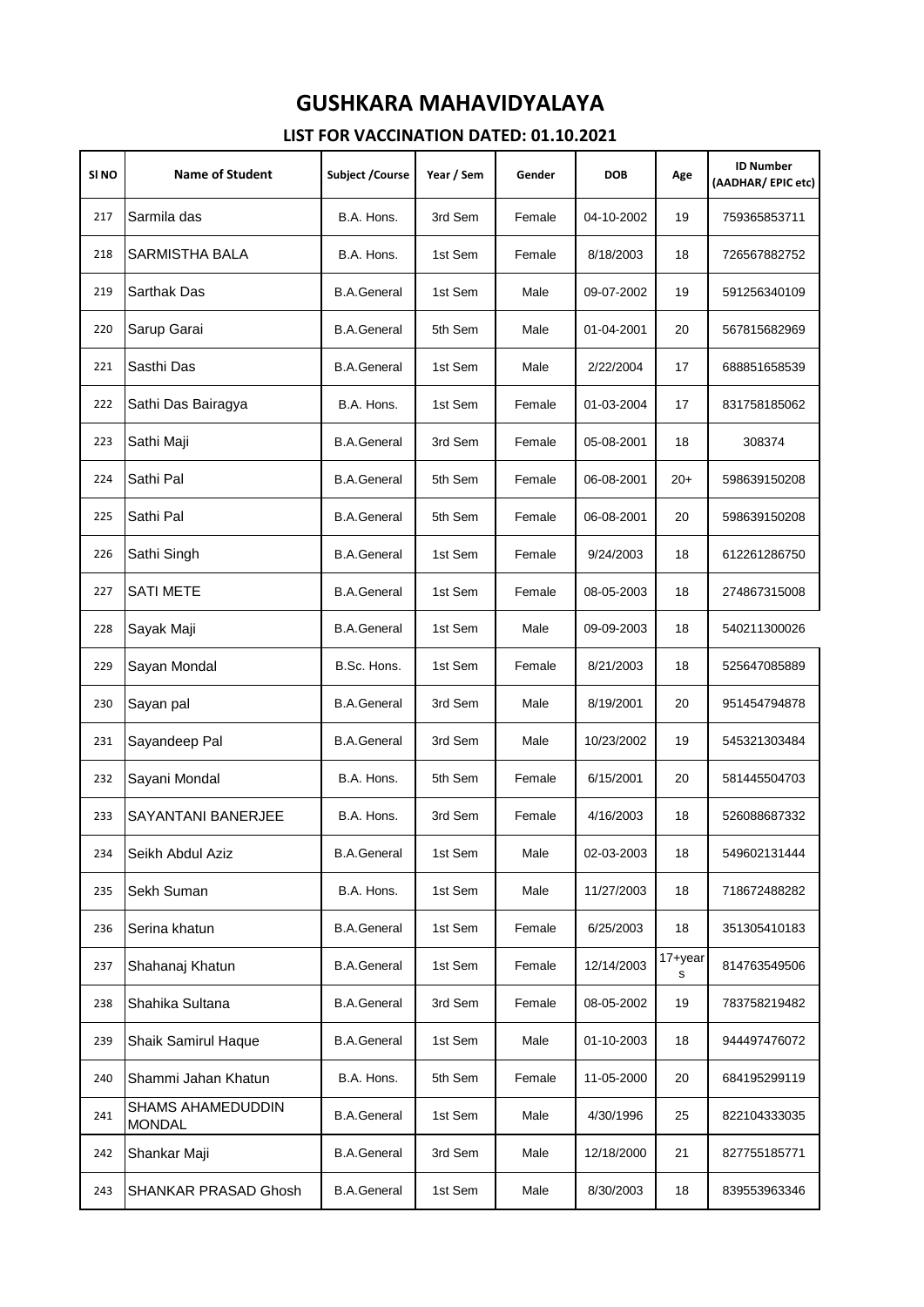# GUSHKARA MAHAVIDYALAYA

## LIST FOR VACCINATION DATED: 01.10.2021

| Sl NO | Name of Student | Subject /Course | Year / Sem | Gender | DOB | Age | ID Number (AADHAR/ EPIC etc) |
|---|---|---|---|---|---|---|---|
| 217 | Sarmila das | B.A. Hons. | 3rd Sem | Female | 04-10-2002 | 19 | 759365853711 |
| 218 | SARMISTHA BALA | B.A. Hons. | 1st Sem | Female | 8/18/2003 | 18 | 726567882752 |
| 219 | Sarthak Das | B.A.General | 1st Sem | Male | 09-07-2002 | 19 | 591256340109 |
| 220 | Sarup Garai | B.A.General | 5th Sem | Male | 01-04-2001 | 20 | 567815682969 |
| 221 | Sasthi Das | B.A.General | 1st Sem | Male | 2/22/2004 | 17 | 688851658539 |
| 222 | Sathi Das Bairagya | B.A. Hons. | 1st Sem | Female | 01-03-2004 | 17 | 831758185062 |
| 223 | Sathi Maji | B.A.General | 3rd Sem | Female | 05-08-2001 | 18 | 308374 |
| 224 | Sathi Pal | B.A.General | 5th Sem | Female | 06-08-2001 | 20+ | 598639150208 |
| 225 | Sathi Pal | B.A.General | 5th Sem | Female | 06-08-2001 | 20 | 598639150208 |
| 226 | Sathi Singh | B.A.General | 1st Sem | Female | 9/24/2003 | 18 | 612261286750 |
| 227 | SATI METE | B.A.General | 1st Sem | Female | 08-05-2003 | 18 | 274867315008 |
| 228 | Sayak Maji | B.A.General | 1st Sem | Male | 09-09-2003 | 18 | 540211300026 |
| 229 | Sayan Mondal | B.Sc. Hons. | 1st Sem | Female | 8/21/2003 | 18 | 525647085889 |
| 230 | Sayan pal | B.A.General | 3rd Sem | Male | 8/19/2001 | 20 | 951454794878 |
| 231 | Sayandeep Pal | B.A.General | 3rd Sem | Male | 10/23/2002 | 19 | 545321303484 |
| 232 | Sayani Mondal | B.A. Hons. | 5th Sem | Female | 6/15/2001 | 20 | 581445504703 |
| 233 | SAYANTANI BANERJEE | B.A. Hons. | 3rd Sem | Female | 4/16/2003 | 18 | 526088687332 |
| 234 | Seikh Abdul Aziz | B.A.General | 1st Sem | Male | 02-03-2003 | 18 | 549602131444 |
| 235 | Sekh Suman | B.A. Hons. | 1st Sem | Male | 11/27/2003 | 18 | 718672488282 |
| 236 | Serina khatun | B.A.General | 1st Sem | Female | 6/25/2003 | 18 | 351305410183 |
| 237 | Shahanaj Khatun | B.A.General | 1st Sem | Female | 12/14/2003 | 17+years | 814763549506 |
| 238 | Shahika Sultana | B.A.General | 3rd Sem | Female | 08-05-2002 | 19 | 783758219482 |
| 239 | Shaik Samirul Haque | B.A.General | 1st Sem | Male | 01-10-2003 | 18 | 944497476072 |
| 240 | Shammi Jahan Khatun | B.A. Hons. | 5th Sem | Female | 11-05-2000 | 20 | 684195299119 |
| 241 | SHAMS AHAMEDUDDIN MONDAL | B.A.General | 1st Sem | Male | 4/30/1996 | 25 | 822104333035 |
| 242 | Shankar Maji | B.A.General | 3rd Sem | Male | 12/18/2000 | 21 | 827755185771 |
| 243 | SHANKAR PRASAD Ghosh | B.A.General | 1st Sem | Male | 8/30/2003 | 18 | 839553963346 |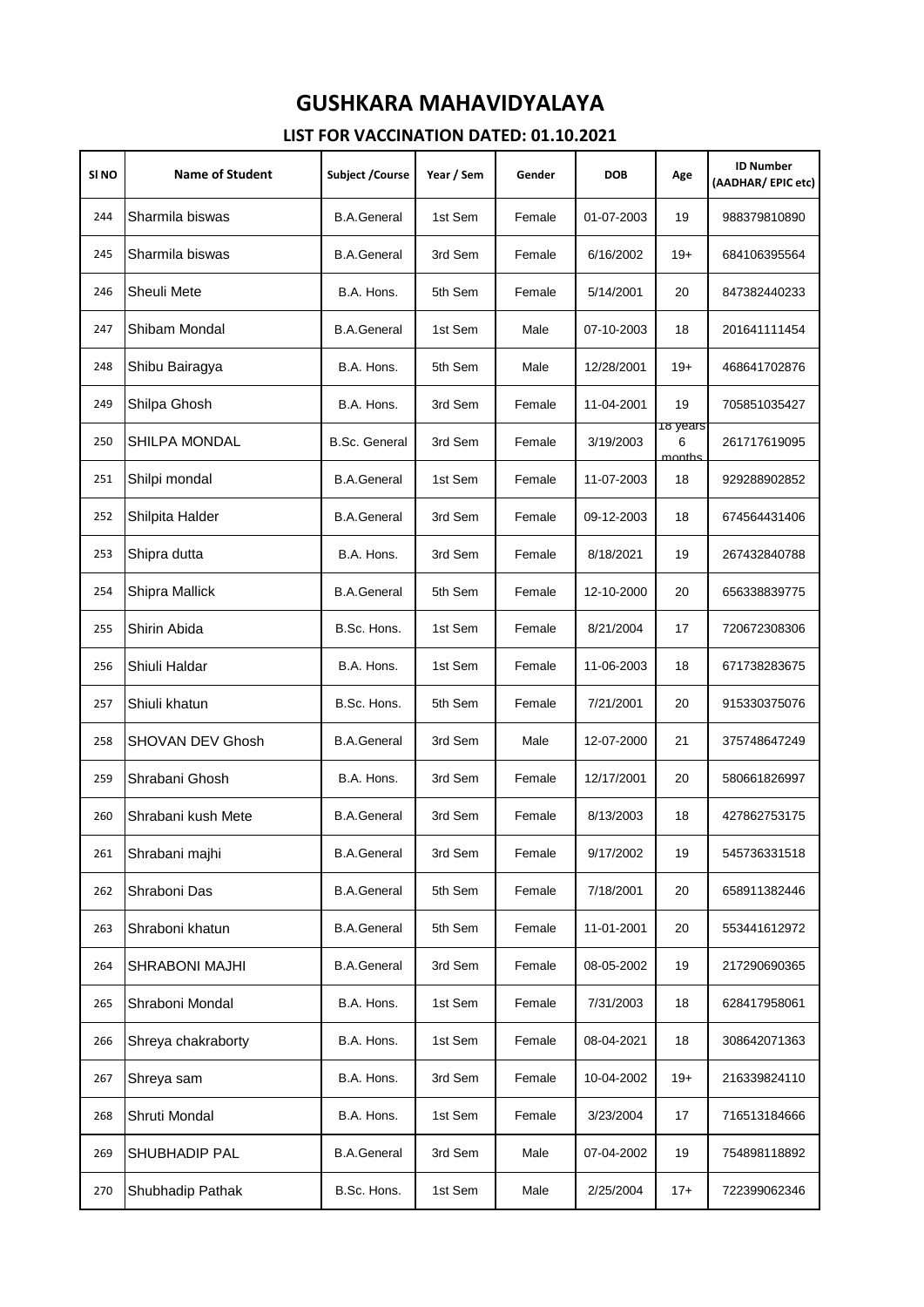# GUSHKARA MAHAVIDYALAYA

## LIST FOR VACCINATION DATED: 01.10.2021

| SI NO | Name of Student | Subject /Course | Year / Sem | Gender | DOB | Age | ID Number (AADHAR/ EPIC etc) |
|---|---|---|---|---|---|---|---|
| 244 | Sharmila biswas | B.A.General | 1st Sem | Female | 01-07-2003 | 19 | 988379810890 |
| 245 | Sharmila biswas | B.A.General | 3rd Sem | Female | 6/16/2002 | 19+ | 684106395564 |
| 246 | Sheuli Mete | B.A. Hons. | 5th Sem | Female | 5/14/2001 | 20 | 847382440233 |
| 247 | Shibam Mondal | B.A.General | 1st Sem | Male | 07-10-2003 | 18 | 201641111454 |
| 248 | Shibu Bairagya | B.A. Hons. | 5th Sem | Male | 12/28/2001 | 19+ | 468641702876 |
| 249 | Shilpa Ghosh | B.A. Hons. | 3rd Sem | Female | 11-04-2001 | 19 | 705851035427 |
| 250 | SHILPA MONDAL | B.Sc. General | 3rd Sem | Female | 3/19/2003 | 18 years 6 months | 261717619095 |
| 251 | Shilpi mondal | B.A.General | 1st Sem | Female | 11-07-2003 | 18 | 929288902852 |
| 252 | Shilpita Halder | B.A.General | 3rd Sem | Female | 09-12-2003 | 18 | 674564431406 |
| 253 | Shipra dutta | B.A. Hons. | 3rd Sem | Female | 8/18/2021 | 19 | 267432840788 |
| 254 | Shipra Mallick | B.A.General | 5th Sem | Female | 12-10-2000 | 20 | 656338839775 |
| 255 | Shirin Abida | B.Sc. Hons. | 1st Sem | Female | 8/21/2004 | 17 | 720672308306 |
| 256 | Shiuli Haldar | B.A. Hons. | 1st Sem | Female | 11-06-2003 | 18 | 671738283675 |
| 257 | Shiuli khatun | B.Sc. Hons. | 5th Sem | Female | 7/21/2001 | 20 | 915330375076 |
| 258 | SHOVAN DEV Ghosh | B.A.General | 3rd Sem | Male | 12-07-2000 | 21 | 375748647249 |
| 259 | Shrabani Ghosh | B.A. Hons. | 3rd Sem | Female | 12/17/2001 | 20 | 580661826997 |
| 260 | Shrabani kush Mete | B.A.General | 3rd Sem | Female | 8/13/2003 | 18 | 427862753175 |
| 261 | Shrabani majhi | B.A.General | 3rd Sem | Female | 9/17/2002 | 19 | 545736331518 |
| 262 | Shraboni Das | B.A.General | 5th Sem | Female | 7/18/2001 | 20 | 658911382446 |
| 263 | Shraboni khatun | B.A.General | 5th Sem | Female | 11-01-2001 | 20 | 553441612972 |
| 264 | SHRABONI MAJHI | B.A.General | 3rd Sem | Female | 08-05-2002 | 19 | 217290690365 |
| 265 | Shraboni Mondal | B.A. Hons. | 1st Sem | Female | 7/31/2003 | 18 | 628417958061 |
| 266 | Shreya chakraborty | B.A. Hons. | 1st Sem | Female | 08-04-2021 | 18 | 308642071363 |
| 267 | Shreya sam | B.A. Hons. | 3rd Sem | Female | 10-04-2002 | 19+ | 216339824110 |
| 268 | Shruti Mondal | B.A. Hons. | 1st Sem | Female | 3/23/2004 | 17 | 716513184666 |
| 269 | SHUBHADIP PAL | B.A.General | 3rd Sem | Male | 07-04-2002 | 19 | 754898118892 |
| 270 | Shubhadip Pathak | B.Sc. Hons. | 1st Sem | Male | 2/25/2004 | 17+ | 722399062346 |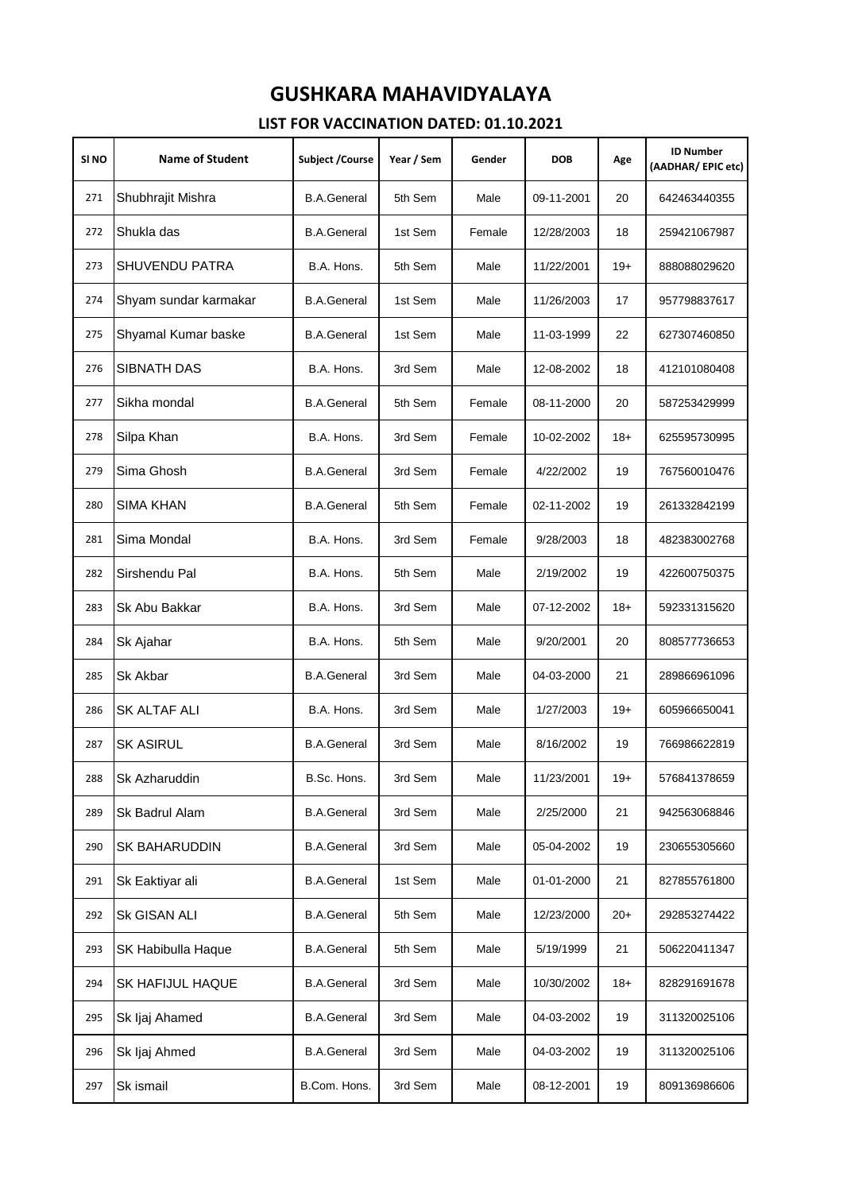# GUSHKARA MAHAVIDYALAYA

## LIST FOR VACCINATION DATED: 01.10.2021

| Sl NO | Name of Student | Subject /Course | Year / Sem | Gender | DOB | Age | ID Number (AADHAR/ EPIC etc) |
|---|---|---|---|---|---|---|---|
| 271 | Shubhrajit Mishra | B.A.General | 5th Sem | Male | 09-11-2001 | 20 | 642463440355 |
| 272 | Shukla das | B.A.General | 1st Sem | Female | 12/28/2003 | 18 | 259421067987 |
| 273 | SHUVENDU PATRA | B.A. Hons. | 5th Sem | Male | 11/22/2001 | 19+ | 888088029620 |
| 274 | Shyam sundar karmakar | B.A.General | 1st Sem | Male | 11/26/2003 | 17 | 957798837617 |
| 275 | Shyamal Kumar baske | B.A.General | 1st Sem | Male | 11-03-1999 | 22 | 627307460850 |
| 276 | SIBNATH DAS | B.A. Hons. | 3rd Sem | Male | 12-08-2002 | 18 | 412101080408 |
| 277 | Sikha mondal | B.A.General | 5th Sem | Female | 08-11-2000 | 20 | 587253429999 |
| 278 | Silpa Khan | B.A. Hons. | 3rd Sem | Female | 10-02-2002 | 18+ | 625595730995 |
| 279 | Sima Ghosh | B.A.General | 3rd Sem | Female | 4/22/2002 | 19 | 767560010476 |
| 280 | SIMA KHAN | B.A.General | 5th Sem | Female | 02-11-2002 | 19 | 261332842199 |
| 281 | Sima Mondal | B.A. Hons. | 3rd Sem | Female | 9/28/2003 | 18 | 482383002768 |
| 282 | Sirshendu Pal | B.A. Hons. | 5th Sem | Male | 2/19/2002 | 19 | 422600750375 |
| 283 | Sk Abu Bakkar | B.A. Hons. | 3rd Sem | Male | 07-12-2002 | 18+ | 592331315620 |
| 284 | Sk Ajahar | B.A. Hons. | 5th Sem | Male | 9/20/2001 | 20 | 808577736653 |
| 285 | Sk Akbar | B.A.General | 3rd Sem | Male | 04-03-2000 | 21 | 289866961096 |
| 286 | SK ALTAF ALI | B.A. Hons. | 3rd Sem | Male | 1/27/2003 | 19+ | 605966650041 |
| 287 | SK ASIRUL | B.A.General | 3rd Sem | Male | 8/16/2002 | 19 | 766986622819 |
| 288 | Sk Azharuddin | B.Sc. Hons. | 3rd Sem | Male | 11/23/2001 | 19+ | 576841378659 |
| 289 | Sk Badrul Alam | B.A.General | 3rd Sem | Male | 2/25/2000 | 21 | 942563068846 |
| 290 | SK BAHARUDDIN | B.A.General | 3rd Sem | Male | 05-04-2002 | 19 | 230655305660 |
| 291 | Sk Eaktiyar ali | B.A.General | 1st Sem | Male | 01-01-2000 | 21 | 827855761800 |
| 292 | Sk GISAN ALI | B.A.General | 5th Sem | Male | 12/23/2000 | 20+ | 292853274422 |
| 293 | SK Habibulla Haque | B.A.General | 5th Sem | Male | 5/19/1999 | 21 | 506220411347 |
| 294 | SK HAFIJUL HAQUE | B.A.General | 3rd Sem | Male | 10/30/2002 | 18+ | 828291691678 |
| 295 | Sk Ijaj Ahamed | B.A.General | 3rd Sem | Male | 04-03-2002 | 19 | 311320025106 |
| 296 | Sk Ijaj Ahmed | B.A.General | 3rd Sem | Male | 04-03-2002 | 19 | 311320025106 |
| 297 | Sk ismail | B.Com. Hons. | 3rd Sem | Male | 08-12-2001 | 19 | 809136986606 |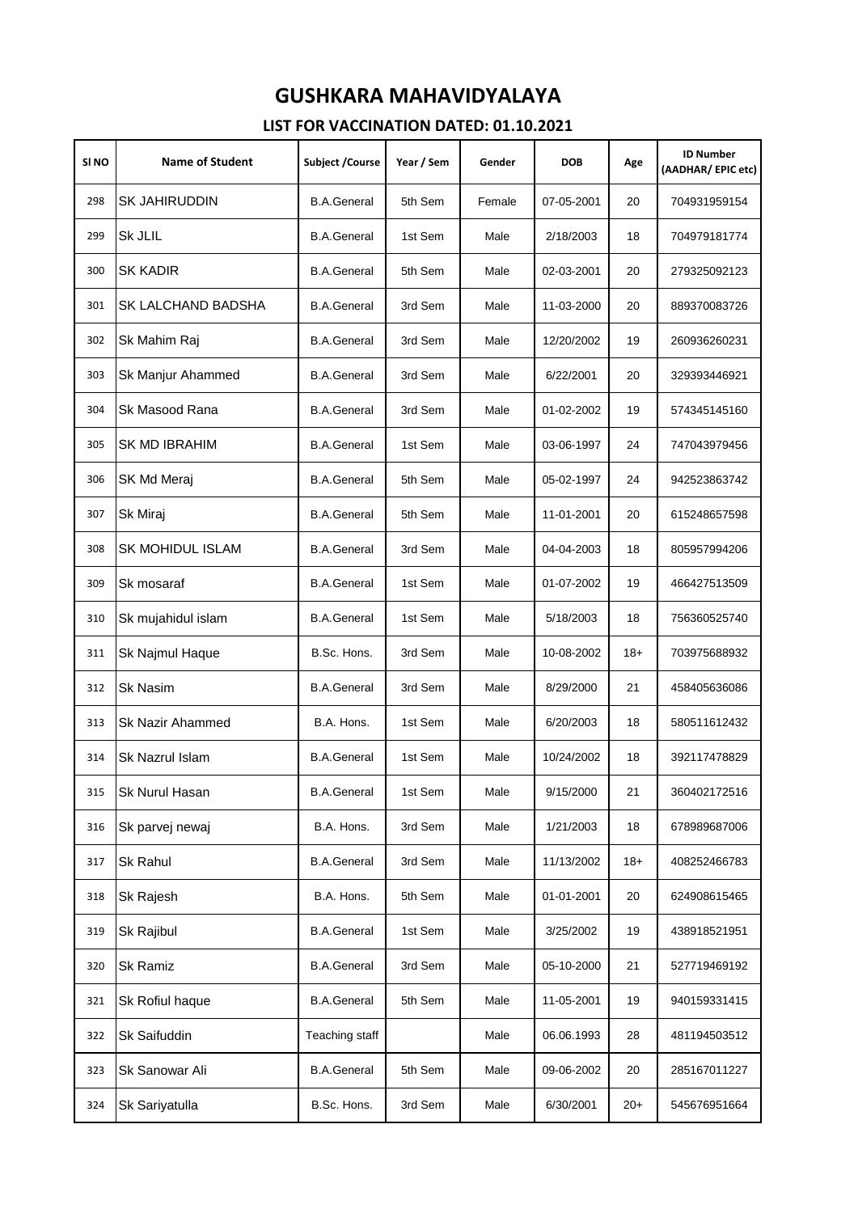# GUSHKARA MAHAVIDYALAYA

## LIST FOR VACCINATION DATED: 01.10.2021

| Sl NO | Name of Student | Subject /Course | Year / Sem | Gender | DOB | Age | ID Number (AADHAR/ EPIC etc) |
|---|---|---|---|---|---|---|---|
| 298 | SK JAHIRUDDIN | B.A.General | 5th Sem | Female | 07-05-2001 | 20 | 704931959154 |
| 299 | Sk JLIL | B.A.General | 1st Sem | Male | 2/18/2003 | 18 | 704979181774 |
| 300 | SK KADIR | B.A.General | 5th Sem | Male | 02-03-2001 | 20 | 279325092123 |
| 301 | SK LALCHAND BADSHA | B.A.General | 3rd Sem | Male | 11-03-2000 | 20 | 889370083726 |
| 302 | Sk Mahim Raj | B.A.General | 3rd Sem | Male | 12/20/2002 | 19 | 260936260231 |
| 303 | Sk Manjur Ahammed | B.A.General | 3rd Sem | Male | 6/22/2001 | 20 | 329393446921 |
| 304 | Sk Masood Rana | B.A.General | 3rd Sem | Male | 01-02-2002 | 19 | 574345145160 |
| 305 | SK MD IBRAHIM | B.A.General | 1st Sem | Male | 03-06-1997 | 24 | 747043979456 |
| 306 | SK Md Meraj | B.A.General | 5th Sem | Male | 05-02-1997 | 24 | 942523863742 |
| 307 | Sk Miraj | B.A.General | 5th Sem | Male | 11-01-2001 | 20 | 615248657598 |
| 308 | SK MOHIDUL ISLAM | B.A.General | 3rd Sem | Male | 04-04-2003 | 18 | 805957994206 |
| 309 | Sk mosaraf | B.A.General | 1st Sem | Male | 01-07-2002 | 19 | 466427513509 |
| 310 | Sk mujahidul islam | B.A.General | 1st Sem | Male | 5/18/2003 | 18 | 756360525740 |
| 311 | Sk Najmul Haque | B.Sc. Hons. | 3rd Sem | Male | 10-08-2002 | 18+ | 703975688932 |
| 312 | Sk Nasim | B.A.General | 3rd Sem | Male | 8/29/2000 | 21 | 458405636086 |
| 313 | Sk Nazir Ahammed | B.A. Hons. | 1st Sem | Male | 6/20/2003 | 18 | 580511612432 |
| 314 | Sk Nazrul Islam | B.A.General | 1st Sem | Male | 10/24/2002 | 18 | 392117478829 |
| 315 | Sk Nurul Hasan | B.A.General | 1st Sem | Male | 9/15/2000 | 21 | 360402172516 |
| 316 | Sk parvej newaj | B.A. Hons. | 3rd Sem | Male | 1/21/2003 | 18 | 678989687006 |
| 317 | Sk Rahul | B.A.General | 3rd Sem | Male | 11/13/2002 | 18+ | 408252466783 |
| 318 | Sk Rajesh | B.A. Hons. | 5th Sem | Male | 01-01-2001 | 20 | 624908615465 |
| 319 | Sk Rajibul | B.A.General | 1st Sem | Male | 3/25/2002 | 19 | 438918521951 |
| 320 | Sk Ramiz | B.A.General | 3rd Sem | Male | 05-10-2000 | 21 | 527719469192 |
| 321 | Sk Rofiul haque | B.A.General | 5th Sem | Male | 11-05-2001 | 19 | 940159331415 |
| 322 | Sk Saifuddin | Teaching staff | | Male | 06.06.1993 | 28 | 481194503512 |
| 323 | Sk Sanowar Ali | B.A.General | 5th Sem | Male | 09-06-2002 | 20 | 285167011227 |
| 324 | Sk Sariyatulla | B.Sc. Hons. | 3rd Sem | Male | 6/30/2001 | 20+ | 545676951664 |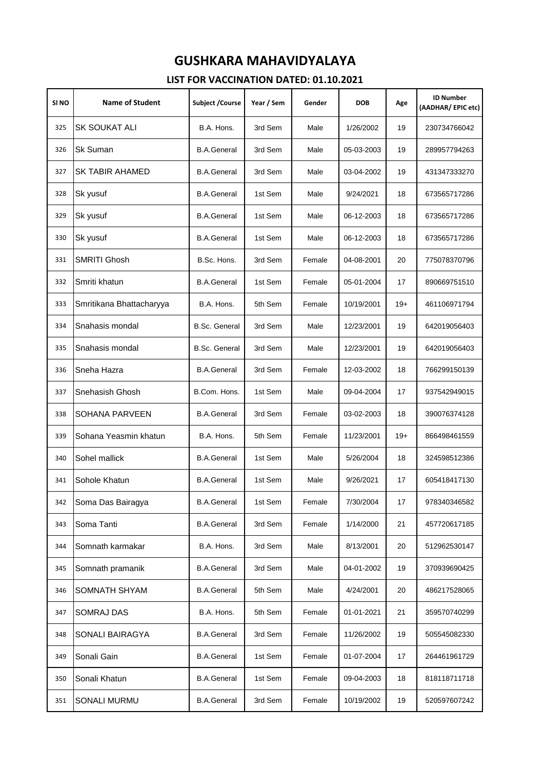# GUSHKARA MAHAVIDYALAYA

## LIST FOR VACCINATION DATED: 01.10.2021

| Sl NO | Name of Student | Subject /Course | Year / Sem | Gender | DOB | Age | ID Number (AADHAR/ EPIC etc) |
|---|---|---|---|---|---|---|---|
| 325 | SK SOUKAT ALI | B.A. Hons. | 3rd Sem | Male | 1/26/2002 | 19 | 230734766042 |
| 326 | Sk Suman | B.A.General | 3rd Sem | Male | 05-03-2003 | 19 | 289957794263 |
| 327 | SK TABIR AHAMED | B.A.General | 3rd Sem | Male | 03-04-2002 | 19 | 431347333270 |
| 328 | Sk yusuf | B.A.General | 1st Sem | Male | 9/24/2021 | 18 | 673565717286 |
| 329 | Sk yusuf | B.A.General | 1st Sem | Male | 06-12-2003 | 18 | 673565717286 |
| 330 | Sk yusuf | B.A.General | 1st Sem | Male | 06-12-2003 | 18 | 673565717286 |
| 331 | SMRITI Ghosh | B.Sc. Hons. | 3rd Sem | Female | 04-08-2001 | 20 | 775078370796 |
| 332 | Smriti khatun | B.A.General | 1st Sem | Female | 05-01-2004 | 17 | 890669751510 |
| 333 | Smritikana Bhattacharyya | B.A. Hons. | 5th Sem | Female | 10/19/2001 | 19+ | 461106971794 |
| 334 | Snahasis mondal | B.Sc. General | 3rd Sem | Male | 12/23/2001 | 19 | 642019056403 |
| 335 | Snahasis mondal | B.Sc. General | 3rd Sem | Male | 12/23/2001 | 19 | 642019056403 |
| 336 | Sneha Hazra | B.A.General | 3rd Sem | Female | 12-03-2002 | 18 | 766299150139 |
| 337 | Snehasish Ghosh | B.Com. Hons. | 1st Sem | Male | 09-04-2004 | 17 | 937542949015 |
| 338 | SOHANA PARVEEN | B.A.General | 3rd Sem | Female | 03-02-2003 | 18 | 390076374128 |
| 339 | Sohana Yeasmin khatun | B.A. Hons. | 5th Sem | Female | 11/23/2001 | 19+ | 866498461559 |
| 340 | Sohel mallick | B.A.General | 1st Sem | Male | 5/26/2004 | 18 | 324598512386 |
| 341 | Sohole Khatun | B.A.General | 1st Sem | Male | 9/26/2021 | 17 | 605418417130 |
| 342 | Soma Das Bairagya | B.A.General | 1st Sem | Female | 7/30/2004 | 17 | 978340346582 |
| 343 | Soma Tanti | B.A.General | 3rd Sem | Female | 1/14/2000 | 21 | 457720617185 |
| 344 | Somnath karmakar | B.A. Hons. | 3rd Sem | Male | 8/13/2001 | 20 | 512962530147 |
| 345 | Somnath pramanik | B.A.General | 3rd Sem | Male | 04-01-2002 | 19 | 370939690425 |
| 346 | SOMNATH SHYAM | B.A.General | 5th Sem | Male | 4/24/2001 | 20 | 486217528065 |
| 347 | SOMRAJ DAS | B.A. Hons. | 5th Sem | Female | 01-01-2021 | 21 | 359570740299 |
| 348 | SONALI BAIRAGYA | B.A.General | 3rd Sem | Female | 11/26/2002 | 19 | 505545082330 |
| 349 | Sonali Gain | B.A.General | 1st Sem | Female | 01-07-2004 | 17 | 264461961729 |
| 350 | Sonali Khatun | B.A.General | 1st Sem | Female | 09-04-2003 | 18 | 818118711718 |
| 351 | SONALI MURMU | B.A.General | 3rd Sem | Female | 10/19/2002 | 19 | 520597607242 |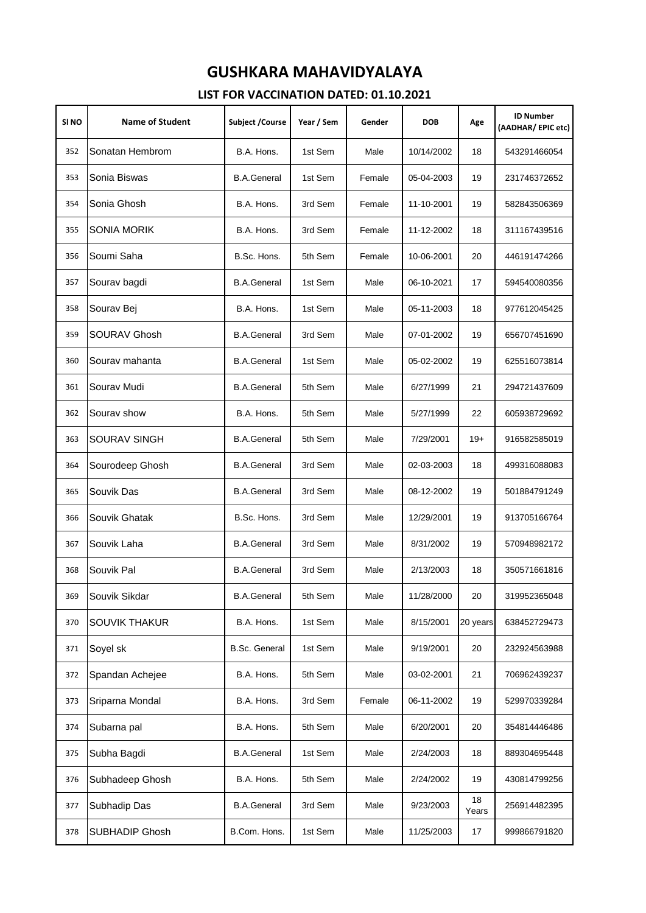# GUSHKARA MAHAVIDYALAYA

## LIST FOR VACCINATION DATED: 01.10.2021

| Sl NO | Name of Student | Subject /Course | Year / Sem | Gender | DOB | Age | ID Number (AADHAR/ EPIC etc) |
|---|---|---|---|---|---|---|---|
| 352 | Sonatan Hembrom | B.A. Hons. | 1st Sem | Male | 10/14/2002 | 18 | 543291466054 |
| 353 | Sonia Biswas | B.A.General | 1st Sem | Female | 05-04-2003 | 19 | 231746372652 |
| 354 | Sonia Ghosh | B.A. Hons. | 3rd Sem | Female | 11-10-2001 | 19 | 582843506369 |
| 355 | SONIA MORIK | B.A. Hons. | 3rd Sem | Female | 11-12-2002 | 18 | 311167439516 |
| 356 | Soumi Saha | B.Sc. Hons. | 5th Sem | Female | 10-06-2001 | 20 | 446191474266 |
| 357 | Sourav bagdi | B.A.General | 1st Sem | Male | 06-10-2021 | 17 | 594540080356 |
| 358 | Sourav Bej | B.A. Hons. | 1st Sem | Male | 05-11-2003 | 18 | 977612045425 |
| 359 | SOURAV Ghosh | B.A.General | 3rd Sem | Male | 07-01-2002 | 19 | 656707451690 |
| 360 | Sourav mahanta | B.A.General | 1st Sem | Male | 05-02-2002 | 19 | 625516073814 |
| 361 | Sourav Mudi | B.A.General | 5th Sem | Male | 6/27/1999 | 21 | 294721437609 |
| 362 | Sourav show | B.A. Hons. | 5th Sem | Male | 5/27/1999 | 22 | 605938729692 |
| 363 | SOURAV SINGH | B.A.General | 5th Sem | Male | 7/29/2001 | 19+ | 916582585019 |
| 364 | Sourodeep Ghosh | B.A.General | 3rd Sem | Male | 02-03-2003 | 18 | 499316088083 |
| 365 | Souvik Das | B.A.General | 3rd Sem | Male | 08-12-2002 | 19 | 501884791249 |
| 366 | Souvik Ghatak | B.Sc. Hons. | 3rd Sem | Male | 12/29/2001 | 19 | 913705166764 |
| 367 | Souvik Laha | B.A.General | 3rd Sem | Male | 8/31/2002 | 19 | 570948982172 |
| 368 | Souvik Pal | B.A.General | 3rd Sem | Male | 2/13/2003 | 18 | 350571661816 |
| 369 | Souvik Sikdar | B.A.General | 5th Sem | Male | 11/28/2000 | 20 | 319952365048 |
| 370 | SOUVIK THAKUR | B.A. Hons. | 1st Sem | Male | 8/15/2001 | 20 years | 638452729473 |
| 371 | Soyel sk | B.Sc. General | 1st Sem | Male | 9/19/2001 | 20 | 232924563988 |
| 372 | Spandan Achejee | B.A. Hons. | 5th Sem | Male | 03-02-2001 | 21 | 706962439237 |
| 373 | Sriparna Mondal | B.A. Hons. | 3rd Sem | Female | 06-11-2002 | 19 | 529970339284 |
| 374 | Subarna pal | B.A. Hons. | 5th Sem | Male | 6/20/2001 | 20 | 354814446486 |
| 375 | Subha Bagdi | B.A.General | 1st Sem | Male | 2/24/2003 | 18 | 889304695448 |
| 376 | Subhadeep Ghosh | B.A. Hons. | 5th Sem | Male | 2/24/2002 | 19 | 430814799256 |
| 377 | Subhadip Das | B.A.General | 3rd Sem | Male | 9/23/2003 | 18 Years | 256914482395 |
| 378 | SUBHADIP Ghosh | B.Com. Hons. | 1st Sem | Male | 11/25/2003 | 17 | 999866791820 |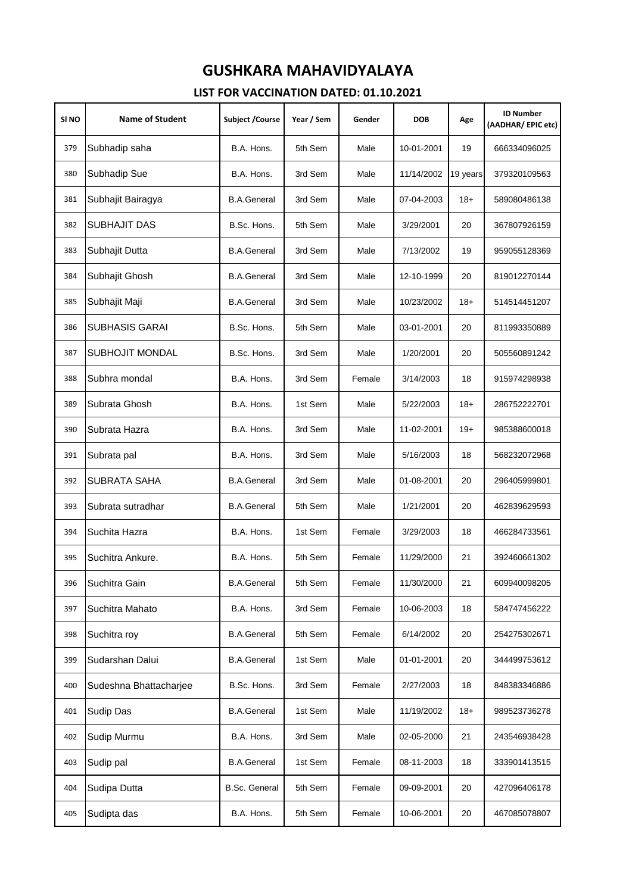# GUSHKARA MAHAVIDYALAYA

## LIST FOR VACCINATION DATED: 01.10.2021

| Sl NO | Name of Student | Subject /Course | Year / Sem | Gender | DOB | Age | ID Number (AADHAR/ EPIC etc) |
|---|---|---|---|---|---|---|---|
| 379 | Subhadip saha | B.A. Hons. | 5th Sem | Male | 10-01-2001 | 19 | 666334096025 |
| 380 | Subhadip Sue | B.A. Hons. | 3rd Sem | Male | 11/14/2002 | 19 years | 379320109563 |
| 381 | Subhajit Bairagya | B.A.General | 3rd Sem | Male | 07-04-2003 | 18+ | 589080486138 |
| 382 | SUBHAJIT DAS | B.Sc. Hons. | 5th Sem | Male | 3/29/2001 | 20 | 367807926159 |
| 383 | Subhajit Dutta | B.A.General | 3rd Sem | Male | 7/13/2002 | 19 | 959055128369 |
| 384 | Subhajit Ghosh | B.A.General | 3rd Sem | Male | 12-10-1999 | 20 | 819012270144 |
| 385 | Subhajit Maji | B.A.General | 3rd Sem | Male | 10/23/2002 | 18+ | 514514451207 |
| 386 | SUBHASIS GARAI | B.Sc. Hons. | 5th Sem | Male | 03-01-2001 | 20 | 811993350889 |
| 387 | SUBHOJIT MONDAL | B.Sc. Hons. | 3rd Sem | Male | 1/20/2001 | 20 | 505560891242 |
| 388 | Subhra mondal | B.A. Hons. | 3rd Sem | Female | 3/14/2003 | 18 | 915974298938 |
| 389 | Subrata Ghosh | B.A. Hons. | 1st Sem | Male | 5/22/2003 | 18+ | 286752222701 |
| 390 | Subrata Hazra | B.A. Hons. | 3rd Sem | Male | 11-02-2001 | 19+ | 985388600018 |
| 391 | Subrata pal | B.A. Hons. | 3rd Sem | Male | 5/16/2003 | 18 | 568232072968 |
| 392 | SUBRATA SAHA | B.A.General | 3rd Sem | Male | 01-08-2001 | 20 | 296405999801 |
| 393 | Subrata sutradhar | B.A.General | 5th Sem | Male | 1/21/2001 | 20 | 462839629593 |
| 394 | Suchita Hazra | B.A. Hons. | 1st Sem | Female | 3/29/2003 | 18 | 466284733561 |
| 395 | Suchitra Ankure. | B.A. Hons. | 5th Sem | Female | 11/29/2000 | 21 | 392460661302 |
| 396 | Suchitra Gain | B.A.General | 5th Sem | Female | 11/30/2000 | 21 | 609940098205 |
| 397 | Suchitra Mahato | B.A. Hons. | 3rd Sem | Female | 10-06-2003 | 18 | 584747456222 |
| 398 | Suchitra roy | B.A.General | 5th Sem | Female | 6/14/2002 | 20 | 254275302671 |
| 399 | Sudarshan Dalui | B.A.General | 1st Sem | Male | 01-01-2001 | 20 | 344499753612 |
| 400 | Sudeshna Bhattacharjee | B.Sc. Hons. | 3rd Sem | Female | 2/27/2003 | 18 | 848383346886 |
| 401 | Sudip Das | B.A.General | 1st Sem | Male | 11/19/2002 | 18+ | 989523736278 |
| 402 | Sudip Murmu | B.A. Hons. | 3rd Sem | Male | 02-05-2000 | 21 | 243546938428 |
| 403 | Sudip pal | B.A.General | 1st Sem | Female | 08-11-2003 | 18 | 333901413515 |
| 404 | Sudipa Dutta | B.Sc. General | 5th Sem | Female | 09-09-2001 | 20 | 427096406178 |
| 405 | Sudipta das | B.A. Hons. | 5th Sem | Female | 10-06-2001 | 20 | 467085078807 |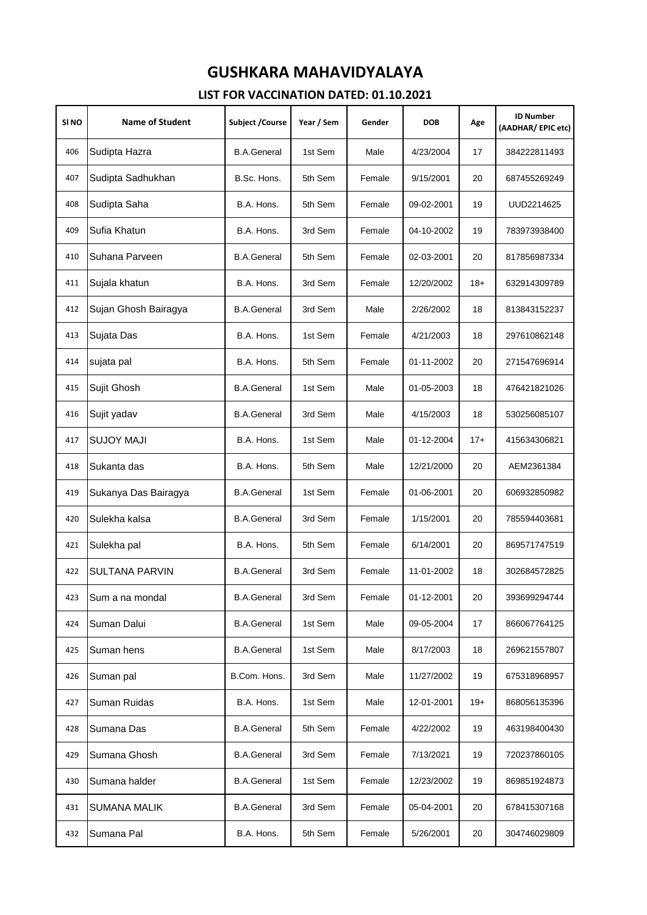# GUSHKARA MAHAVIDYALAYA

## LIST FOR VACCINATION DATED: 01.10.2021

| Sl NO | Name of Student | Subject /Course | Year / Sem | Gender | DOB | Age | ID Number (AADHAR/ EPIC etc) |
|---|---|---|---|---|---|---|---|
| 406 | Sudipta Hazra | B.A.General | 1st Sem | Male | 4/23/2004 | 17 | 384222811493 |
| 407 | Sudipta Sadhukhan | B.Sc. Hons. | 5th Sem | Female | 9/15/2001 | 20 | 687455269249 |
| 408 | Sudipta Saha | B.A. Hons. | 5th Sem | Female | 09-02-2001 | 19 | UUD2214625 |
| 409 | Sufia Khatun | B.A. Hons. | 3rd Sem | Female | 04-10-2002 | 19 | 783973938400 |
| 410 | Suhana Parveen | B.A.General | 5th Sem | Female | 02-03-2001 | 20 | 817856987334 |
| 411 | Sujala khatun | B.A. Hons. | 3rd Sem | Female | 12/20/2002 | 18+ | 632914309789 |
| 412 | Sujan Ghosh Bairagya | B.A.General | 3rd Sem | Male | 2/26/2002 | 18 | 813843152237 |
| 413 | Sujata Das | B.A. Hons. | 1st Sem | Female | 4/21/2003 | 18 | 297610862148 |
| 414 | sujata pal | B.A. Hons. | 5th Sem | Female | 01-11-2002 | 20 | 271547696914 |
| 415 | Sujit Ghosh | B.A.General | 1st Sem | Male | 01-05-2003 | 18 | 476421821026 |
| 416 | Sujit yadav | B.A.General | 3rd Sem | Male | 4/15/2003 | 18 | 530256085107 |
| 417 | SUJOY MAJI | B.A. Hons. | 1st Sem | Male | 01-12-2004 | 17+ | 415634306821 |
| 418 | Sukanta das | B.A. Hons. | 5th Sem | Male | 12/21/2000 | 20 | AEM2361384 |
| 419 | Sukanya Das Bairagya | B.A.General | 1st Sem | Female | 01-06-2001 | 20 | 606932850982 |
| 420 | Sulekha kalsa | B.A.General | 3rd Sem | Female | 1/15/2001 | 20 | 785594403681 |
| 421 | Sulekha pal | B.A. Hons. | 5th Sem | Female | 6/14/2001 | 20 | 869571747519 |
| 422 | SULTANA PARVIN | B.A.General | 3rd Sem | Female | 11-01-2002 | 18 | 302684572825 |
| 423 | Sum a na mondal | B.A.General | 3rd Sem | Female | 01-12-2001 | 20 | 393699294744 |
| 424 | Suman Dalui | B.A.General | 1st Sem | Male | 09-05-2004 | 17 | 866067764125 |
| 425 | Suman hens | B.A.General | 1st Sem | Male | 8/17/2003 | 18 | 269621557807 |
| 426 | Suman pal | B.Com. Hons. | 3rd Sem | Male | 11/27/2002 | 19 | 675318968957 |
| 427 | Suman Ruidas | B.A. Hons. | 1st Sem | Male | 12-01-2001 | 19+ | 868056135396 |
| 428 | Sumana Das | B.A.General | 5th Sem | Female | 4/22/2002 | 19 | 463198400430 |
| 429 | Sumana Ghosh | B.A.General | 3rd Sem | Female | 7/13/2021 | 19 | 720237860105 |
| 430 | Sumana halder | B.A.General | 1st Sem | Female | 12/23/2002 | 19 | 869851924873 |
| 431 | SUMANA MALIK | B.A.General | 3rd Sem | Female | 05-04-2001 | 20 | 678415307168 |
| 432 | Sumana Pal | B.A. Hons. | 5th Sem | Female | 5/26/2001 | 20 | 304746029809 |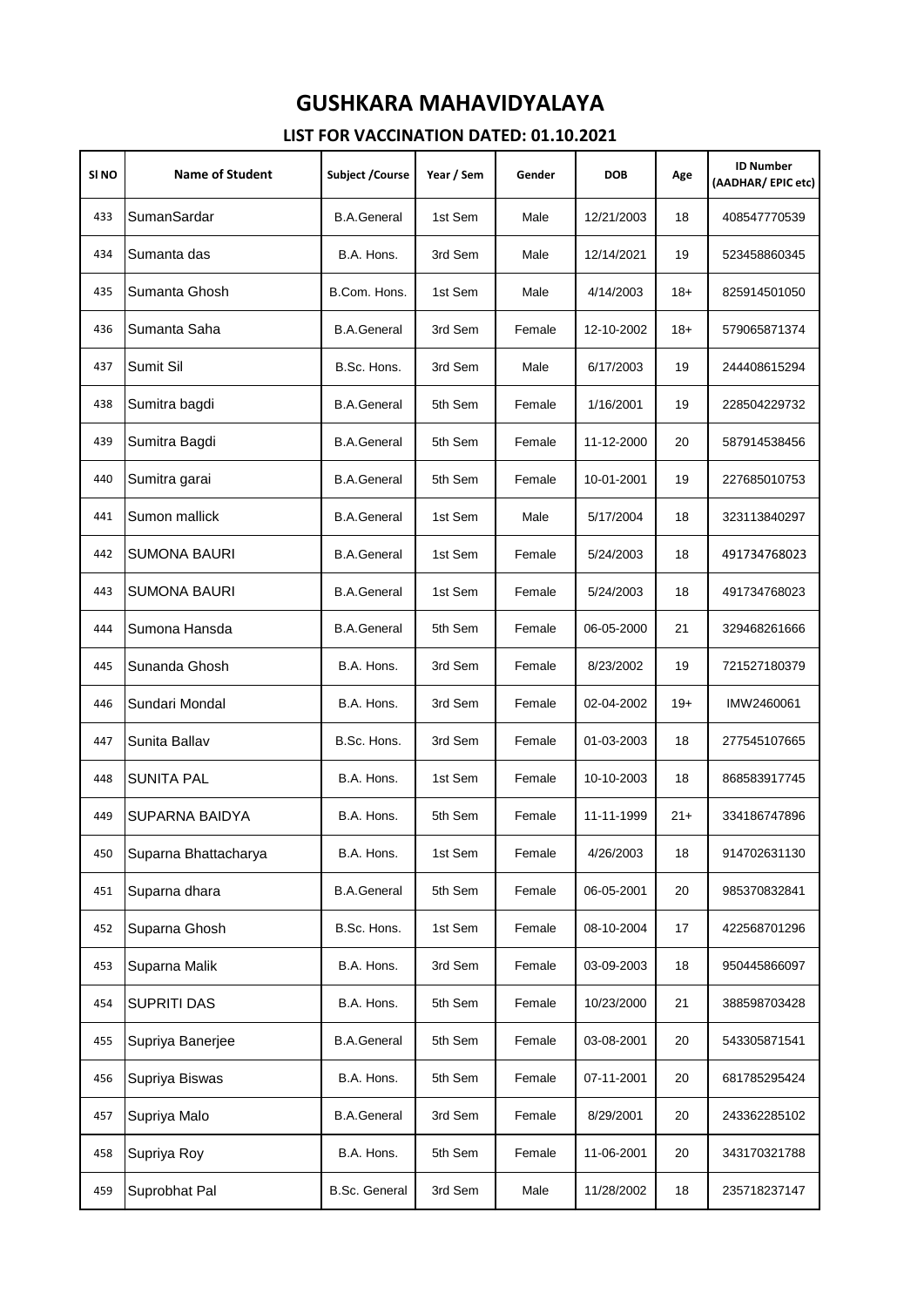# GUSHKARA MAHAVIDYALAYA

## LIST FOR VACCINATION DATED: 01.10.2021

| Sl NO | Name of Student | Subject /Course | Year / Sem | Gender | DOB | Age | ID Number (AADHAR/ EPIC etc) |
|---|---|---|---|---|---|---|---|
| 433 | SumanSardar | B.A.General | 1st Sem | Male | 12/21/2003 | 18 | 408547770539 |
| 434 | Sumanta das | B.A. Hons. | 3rd Sem | Male | 12/14/2021 | 19 | 523458860345 |
| 435 | Sumanta Ghosh | B.Com. Hons. | 1st Sem | Male | 4/14/2003 | 18+ | 825914501050 |
| 436 | Sumanta Saha | B.A.General | 3rd Sem | Female | 12-10-2002 | 18+ | 579065871374 |
| 437 | Sumit Sil | B.Sc. Hons. | 3rd Sem | Male | 6/17/2003 | 19 | 244408615294 |
| 438 | Sumitra bagdi | B.A.General | 5th Sem | Female | 1/16/2001 | 19 | 228504229732 |
| 439 | Sumitra Bagdi | B.A.General | 5th Sem | Female | 11-12-2000 | 20 | 587914538456 |
| 440 | Sumitra garai | B.A.General | 5th Sem | Female | 10-01-2001 | 19 | 227685010753 |
| 441 | Sumon mallick | B.A.General | 1st Sem | Male | 5/17/2004 | 18 | 323113840297 |
| 442 | SUMONA BAURI | B.A.General | 1st Sem | Female | 5/24/2003 | 18 | 491734768023 |
| 443 | SUMONA BAURI | B.A.General | 1st Sem | Female | 5/24/2003 | 18 | 491734768023 |
| 444 | Sumona Hansda | B.A.General | 5th Sem | Female | 06-05-2000 | 21 | 329468261666 |
| 445 | Sunanda Ghosh | B.A. Hons. | 3rd Sem | Female | 8/23/2002 | 19 | 721527180379 |
| 446 | Sundari Mondal | B.A. Hons. | 3rd Sem | Female | 02-04-2002 | 19+ | IMW2460061 |
| 447 | Sunita Ballav | B.Sc. Hons. | 3rd Sem | Female | 01-03-2003 | 18 | 277545107665 |
| 448 | SUNITA PAL | B.A. Hons. | 1st Sem | Female | 10-10-2003 | 18 | 868583917745 |
| 449 | SUPARNA BAIDYA | B.A. Hons. | 5th Sem | Female | 11-11-1999 | 21+ | 334186747896 |
| 450 | Suparna Bhattacharya | B.A. Hons. | 1st Sem | Female | 4/26/2003 | 18 | 914702631130 |
| 451 | Suparna dhara | B.A.General | 5th Sem | Female | 06-05-2001 | 20 | 985370832841 |
| 452 | Suparna Ghosh | B.Sc. Hons. | 1st Sem | Female | 08-10-2004 | 17 | 422568701296 |
| 453 | Suparna Malik | B.A. Hons. | 3rd Sem | Female | 03-09-2003 | 18 | 950445866097 |
| 454 | SUPRITI DAS | B.A. Hons. | 5th Sem | Female | 10/23/2000 | 21 | 388598703428 |
| 455 | Supriya Banerjee | B.A.General | 5th Sem | Female | 03-08-2001 | 20 | 543305871541 |
| 456 | Supriya Biswas | B.A. Hons. | 5th Sem | Female | 07-11-2001 | 20 | 681785295424 |
| 457 | Supriya Malo | B.A.General | 3rd Sem | Female | 8/29/2001 | 20 | 243362285102 |
| 458 | Supriya Roy | B.A. Hons. | 5th Sem | Female | 11-06-2001 | 20 | 343170321788 |
| 459 | Suprobhat Pal | B.Sc. General | 3rd Sem | Male | 11/28/2002 | 18 | 235718237147 |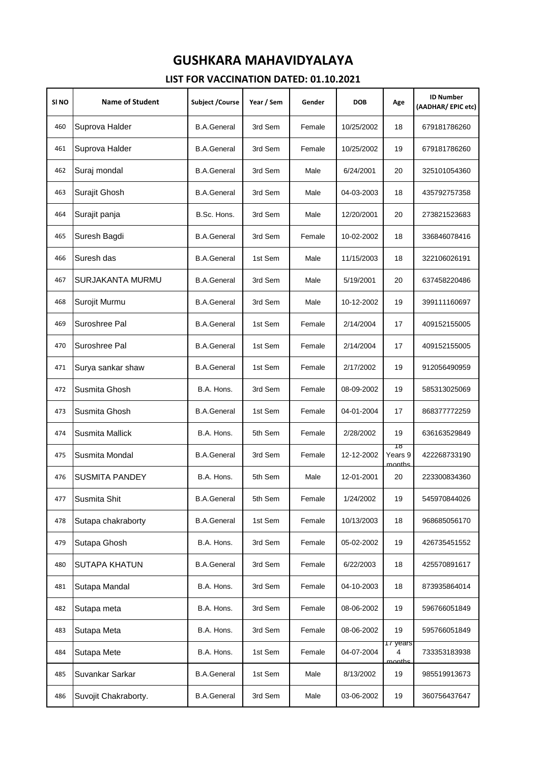# GUSHKARA MAHAVIDYALAYA

## LIST FOR VACCINATION DATED: 01.10.2021

| Sl NO | Name of Student | Subject /Course | Year / Sem | Gender | DOB | Age | ID Number (AADHAR/ EPIC etc) |
|---|---|---|---|---|---|---|---|
| 460 | Suprova Halder | B.A.General | 3rd Sem | Female | 10/25/2002 | 18 | 679181786260 |
| 461 | Suprova Halder | B.A.General | 3rd Sem | Female | 10/25/2002 | 19 | 679181786260 |
| 462 | Suraj mondal | B.A.General | 3rd Sem | Male | 6/24/2001 | 20 | 325101054360 |
| 463 | Surajit Ghosh | B.A.General | 3rd Sem | Male | 04-03-2003 | 18 | 435792757358 |
| 464 | Surajit panja | B.Sc. Hons. | 3rd Sem | Male | 12/20/2001 | 20 | 273821523683 |
| 465 | Suresh Bagdi | B.A.General | 3rd Sem | Female | 10-02-2002 | 18 | 336846078416 |
| 466 | Suresh das | B.A.General | 1st Sem | Male | 11/15/2003 | 18 | 322106026191 |
| 467 | SURJAKANTA MURMU | B.A.General | 3rd Sem | Male | 5/19/2001 | 20 | 637458220486 |
| 468 | Surojit Murmu | B.A.General | 3rd Sem | Male | 10-12-2002 | 19 | 399111160697 |
| 469 | Suroshree Pal | B.A.General | 1st Sem | Female | 2/14/2004 | 17 | 409152155005 |
| 470 | Suroshree Pal | B.A.General | 1st Sem | Female | 2/14/2004 | 17 | 409152155005 |
| 471 | Surya sankar shaw | B.A.General | 1st Sem | Female | 2/17/2002 | 19 | 912056490959 |
| 472 | Susmita Ghosh | B.A. Hons. | 3rd Sem | Female | 08-09-2002 | 19 | 585313025069 |
| 473 | Susmita Ghosh | B.A.General | 1st Sem | Female | 04-01-2004 | 17 | 868377772259 |
| 474 | Susmita Mallick | B.A. Hons. | 5th Sem | Female | 2/28/2002 | 19 | 636163529849 |
| 475 | Susmita Mondal | B.A.General | 3rd Sem | Female | 12-12-2002 | 18 Years 9 months | 422268733190 |
| 476 | SUSMITA PANDEY | B.A. Hons. | 5th Sem | Male | 12-01-2001 | 20 | 223300834360 |
| 477 | Susmita Shit | B.A.General | 5th Sem | Female | 1/24/2002 | 19 | 545970844026 |
| 478 | Sutapa chakraborty | B.A.General | 1st Sem | Female | 10/13/2003 | 18 | 968685056170 |
| 479 | Sutapa Ghosh | B.A. Hons. | 3rd Sem | Female | 05-02-2002 | 19 | 426735451552 |
| 480 | SUTAPA KHATUN | B.A.General | 3rd Sem | Female | 6/22/2003 | 18 | 425570891617 |
| 481 | Sutapa Mandal | B.A. Hons. | 3rd Sem | Female | 04-10-2003 | 18 | 873935864014 |
| 482 | Sutapa meta | B.A. Hons. | 3rd Sem | Female | 08-06-2002 | 19 | 596766051849 |
| 483 | Sutapa Meta | B.A. Hons. | 3rd Sem | Female | 08-06-2002 | 19 | 595766051849 |
| 484 | Sutapa Mete | B.A. Hons. | 1st Sem | Female | 04-07-2004 | 17 years 4 months | 733353183938 |
| 485 | Suvankar Sarkar | B.A.General | 1st Sem | Male | 8/13/2002 | 19 | 985519913673 |
| 486 | Suvojit Chakraborty. | B.A.General | 3rd Sem | Male | 03-06-2002 | 19 | 360756437647 |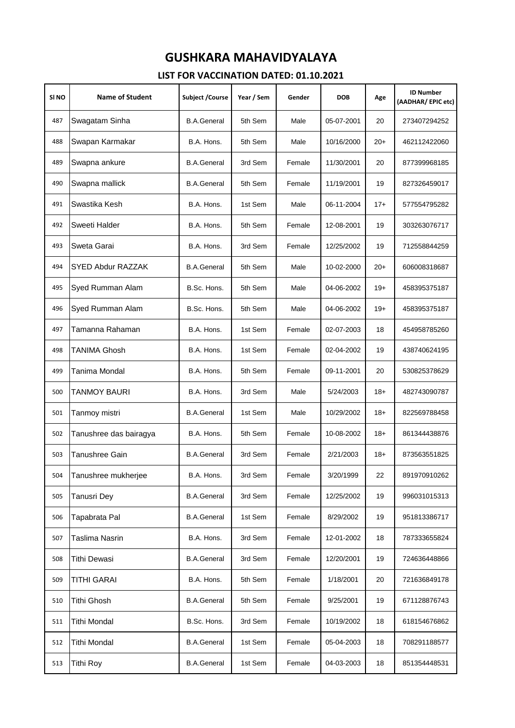# GUSHKARA MAHAVIDYALAYA

## LIST FOR VACCINATION DATED: 01.10.2021

| Sl NO | Name of Student | Subject /Course | Year / Sem | Gender | DOB | Age | ID Number (AADHAR/ EPIC etc) |
|---|---|---|---|---|---|---|---|
| 487 | Swagatam Sinha | B.A.General | 5th Sem | Male | 05-07-2001 | 20 | 273407294252 |
| 488 | Swapan Karmakar | B.A. Hons. | 5th Sem | Male | 10/16/2000 | 20+ | 462112422060 |
| 489 | Swapna ankure | B.A.General | 3rd Sem | Female | 11/30/2001 | 20 | 877399968185 |
| 490 | Swapna mallick | B.A.General | 5th Sem | Female | 11/19/2001 | 19 | 827326459017 |
| 491 | Swastika Kesh | B.A. Hons. | 1st Sem | Male | 06-11-2004 | 17+ | 577554795282 |
| 492 | Sweeti Halder | B.A. Hons. | 5th Sem | Female | 12-08-2001 | 19 | 303263076717 |
| 493 | Sweta Garai | B.A. Hons. | 3rd Sem | Female | 12/25/2002 | 19 | 712558844259 |
| 494 | SYED Abdur RAZZAK | B.A.General | 5th Sem | Male | 10-02-2000 | 20+ | 606008318687 |
| 495 | Syed Rumman Alam | B.Sc. Hons. | 5th Sem | Male | 04-06-2002 | 19+ | 458395375187 |
| 496 | Syed Rumman Alam | B.Sc. Hons. | 5th Sem | Male | 04-06-2002 | 19+ | 458395375187 |
| 497 | Tamanna Rahaman | B.A. Hons. | 1st Sem | Female | 02-07-2003 | 18 | 454958785260 |
| 498 | TANIMA Ghosh | B.A. Hons. | 1st Sem | Female | 02-04-2002 | 19 | 438740624195 |
| 499 | Tanima Mondal | B.A. Hons. | 5th Sem | Female | 09-11-2001 | 20 | 530825378629 |
| 500 | TANMOY BAURI | B.A. Hons. | 3rd Sem | Male | 5/24/2003 | 18+ | 482743090787 |
| 501 | Tanmoy mistri | B.A.General | 1st Sem | Male | 10/29/2002 | 18+ | 822569788458 |
| 502 | Tanushree das bairagya | B.A. Hons. | 5th Sem | Female | 10-08-2002 | 18+ | 861344438876 |
| 503 | Tanushree Gain | B.A.General | 3rd Sem | Female | 2/21/2003 | 18+ | 873563551825 |
| 504 | Tanushree mukherjee | B.A. Hons. | 3rd Sem | Female | 3/20/1999 | 22 | 891970910262 |
| 505 | Tanusri Dey | B.A.General | 3rd Sem | Female | 12/25/2002 | 19 | 996031015313 |
| 506 | Tapabrata Pal | B.A.General | 1st Sem | Female | 8/29/2002 | 19 | 951813386717 |
| 507 | Taslima Nasrin | B.A. Hons. | 3rd Sem | Female | 12-01-2002 | 18 | 787333655824 |
| 508 | Tithi Dewasi | B.A.General | 3rd Sem | Female | 12/20/2001 | 19 | 724636448866 |
| 509 | TITHI GARAI | B.A. Hons. | 5th Sem | Female | 1/18/2001 | 20 | 721636849178 |
| 510 | Tithi Ghosh | B.A.General | 5th Sem | Female | 9/25/2001 | 19 | 671128876743 |
| 511 | Tithi Mondal | B.Sc. Hons. | 3rd Sem | Female | 10/19/2002 | 18 | 618154676862 |
| 512 | Tithi Mondal | B.A.General | 1st Sem | Female | 05-04-2003 | 18 | 708291188577 |
| 513 | Tithi Roy | B.A.General | 1st Sem | Female | 04-03-2003 | 18 | 851354448531 |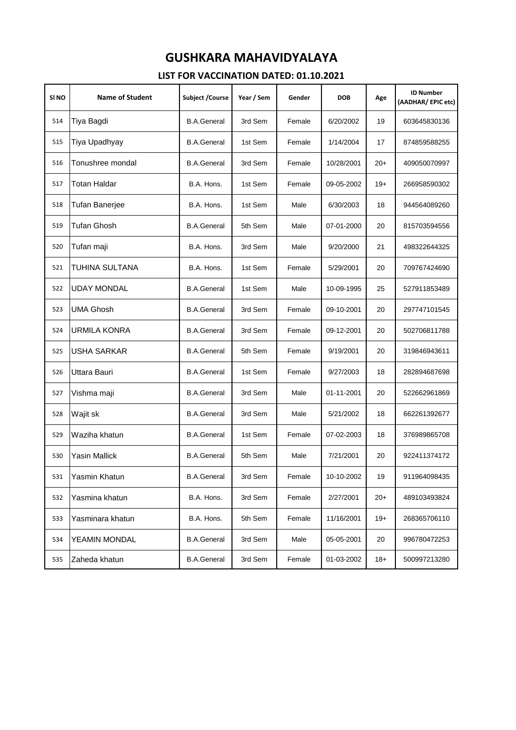# GUSHKARA MAHAVIDYALAYA

## LIST FOR VACCINATION DATED: 01.10.2021

| Sl NO | Name of Student | Subject /Course | Year / Sem | Gender | DOB | Age | ID Number (AADHAR/ EPIC etc) |
|---|---|---|---|---|---|---|---|
| 514 | Tiya Bagdi | B.A.General | 3rd Sem | Female | 6/20/2002 | 19 | 603645830136 |
| 515 | Tiya Upadhyay | B.A.General | 1st Sem | Female | 1/14/2004 | 17 | 874859588255 |
| 516 | Tonushree mondal | B.A.General | 3rd Sem | Female | 10/28/2001 | 20+ | 409050070997 |
| 517 | Totan Haldar | B.A. Hons. | 1st Sem | Female | 09-05-2002 | 19+ | 266958590302 |
| 518 | Tufan Banerjee | B.A. Hons. | 1st Sem | Male | 6/30/2003 | 18 | 944564089260 |
| 519 | Tufan Ghosh | B.A.General | 5th Sem | Male | 07-01-2000 | 20 | 815703594556 |
| 520 | Tufan maji | B.A. Hons. | 3rd Sem | Male | 9/20/2000 | 21 | 498322644325 |
| 521 | TUHINA SULTANA | B.A. Hons. | 1st Sem | Female | 5/29/2001 | 20 | 709767424690 |
| 522 | UDAY MONDAL | B.A.General | 1st Sem | Male | 10-09-1995 | 25 | 527911853489 |
| 523 | UMA Ghosh | B.A.General | 3rd Sem | Female | 09-10-2001 | 20 | 297747101545 |
| 524 | URMILA KONRA | B.A.General | 3rd Sem | Female | 09-12-2001 | 20 | 502706811788 |
| 525 | USHA SARKAR | B.A.General | 5th Sem | Female | 9/19/2001 | 20 | 319846943611 |
| 526 | Uttara Bauri | B.A.General | 1st Sem | Female | 9/27/2003 | 18 | 282894687698 |
| 527 | Vishma maji | B.A.General | 3rd Sem | Male | 01-11-2001 | 20 | 522662961869 |
| 528 | Wajit sk | B.A.General | 3rd Sem | Male | 5/21/2002 | 18 | 662261392677 |
| 529 | Waziha khatun | B.A.General | 1st Sem | Female | 07-02-2003 | 18 | 376989865708 |
| 530 | Yasin Mallick | B.A.General | 5th Sem | Male | 7/21/2001 | 20 | 922411374172 |
| 531 | Yasmin Khatun | B.A.General | 3rd Sem | Female | 10-10-2002 | 19 | 911964098435 |
| 532 | Yasmina khatun | B.A. Hons. | 3rd Sem | Female | 2/27/2001 | 20+ | 489103493824 |
| 533 | Yasminara khatun | B.A. Hons. | 5th Sem | Female | 11/16/2001 | 19+ | 268365706110 |
| 534 | YEAMIN MONDAL | B.A.General | 3rd Sem | Male | 05-05-2001 | 20 | 996780472253 |
| 535 | Zaheda khatun | B.A.General | 3rd Sem | Female | 01-03-2002 | 18+ | 500997213280 |